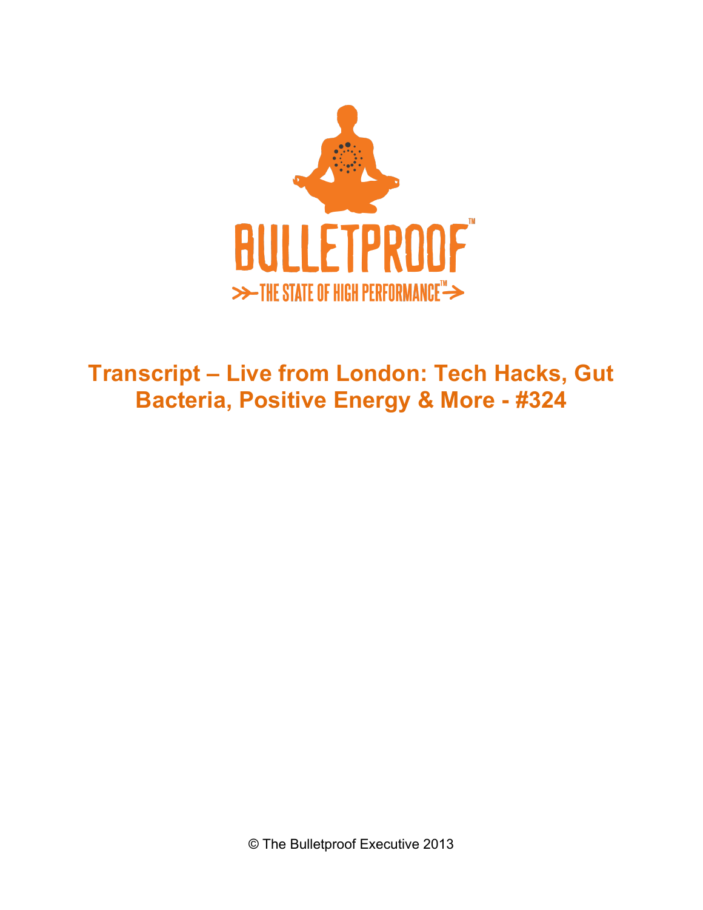BULLETPROOF™

THE STATE OF HIGH PERFORMANCE™

# Transcript – Live from London: Tech Hacks, Gut Bacteria, Positive Energy & More - #324

© The Bulletproof Executive 2013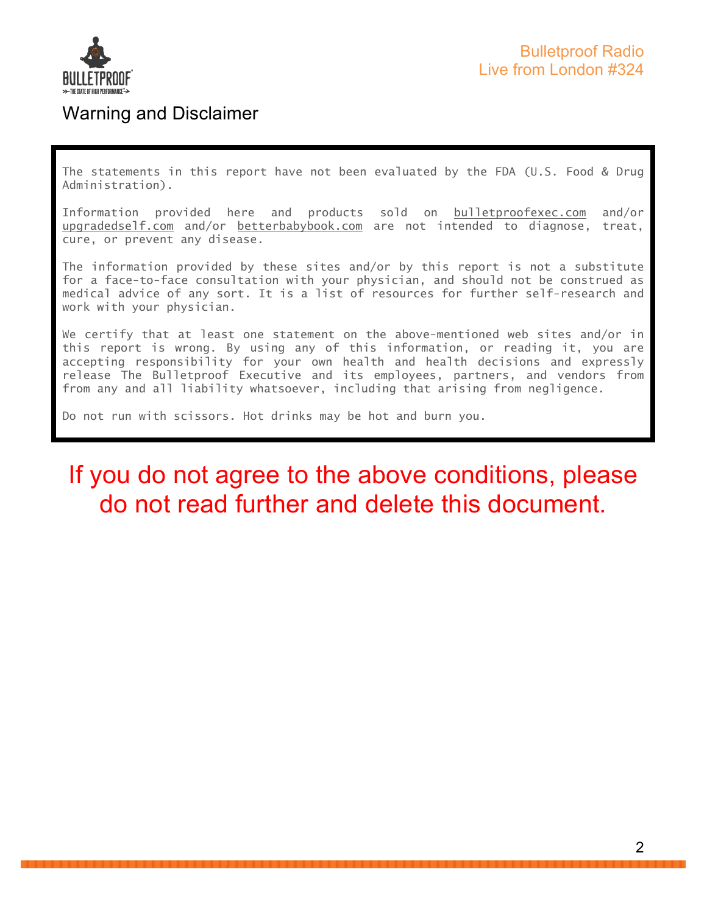## Warning and Disclaimer

The statements in this report have not been evaluated by the FDA (U.S. Food & Drug Administration).

Information provided here and products sold on bulletproofexec.com and/or upgradedself.com and/or betterbabybook.com are not intended to diagnose, treat, cure, or prevent any disease.

The information provided by these sites and/or by this report is not a substitute for a face-to-face consultation with your physician, and should not be construed as medical advice of any sort. It is a list of resources for further self-research and work with your physician.

We certify that at least one statement on the above-mentioned web sites and/or in this report is wrong. By using any of this information, or reading it, you are accepting responsibility for your own health and health decisions and expressly release The Bulletproof Executive and its employees, partners, and vendors from from any and all liability whatsoever, including that arising from negligence.

Do not run with scissors. Hot drinks may be hot and burn you.

**If you do not agree to the above conditions, please do not read further and delete this document.**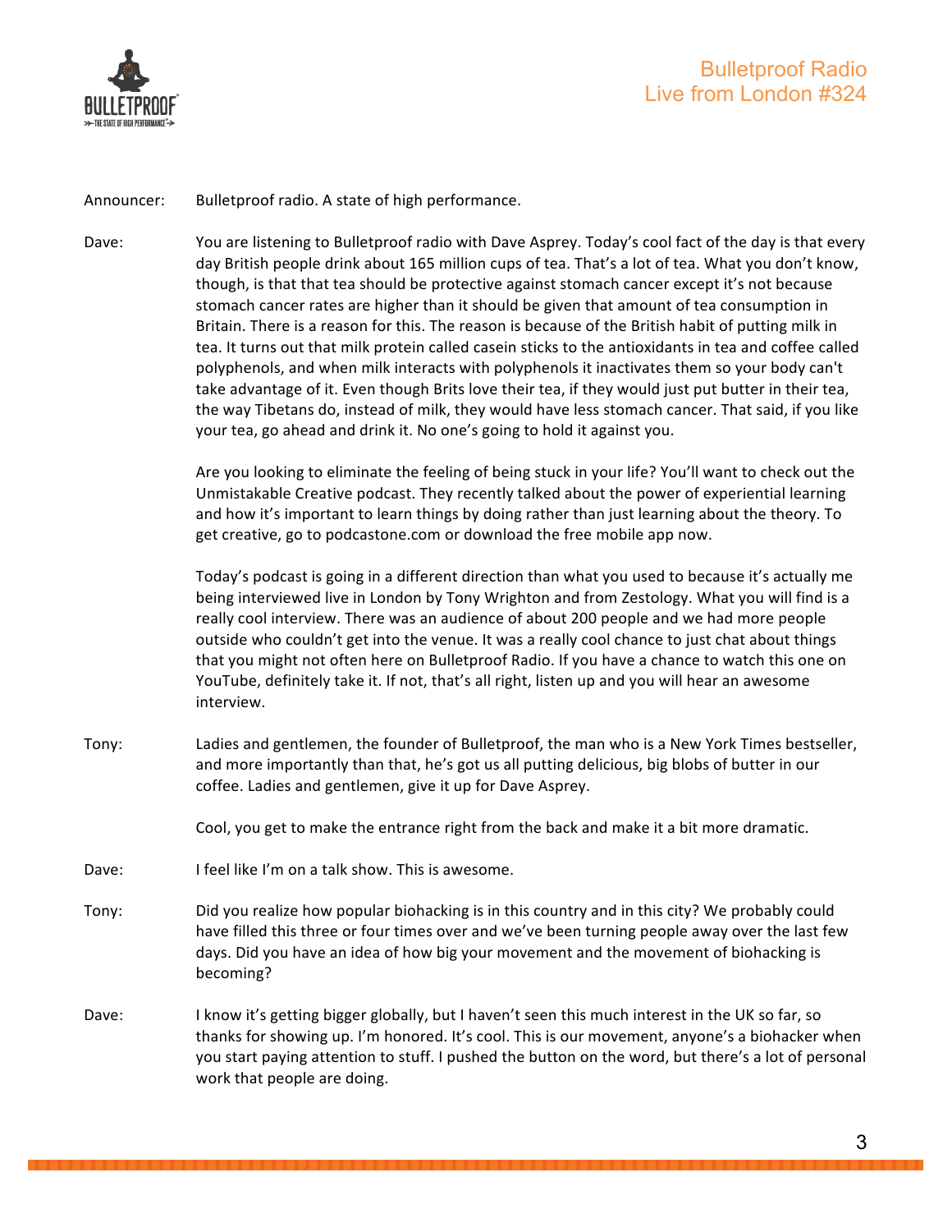Announcer: Bulletproof radio. A state of high performance.

Dave: You are listening to Bulletproof radio with Dave Asprey. Today's cool fact of the day is that every day British people drink about 165 million cups of tea. That's a lot of tea. What you don't know, though, is that that tea should be protective against stomach cancer except it's not because stomach cancer rates are higher than it should be given that amount of tea consumption in Britain. There is a reason for this. The reason is because of the British habit of putting milk in tea. It turns out that milk protein called casein sticks to the antioxidants in tea and coffee called polyphenols, and when milk interacts with polyphenols it inactivates them so your body can't take advantage of it. Even though Brits love their tea, if they would just put butter in their tea, the way Tibetans do, instead of milk, they would have less stomach cancer. That said, if you like your tea, go ahead and drink it. No one's going to hold it against you.

Are you looking to eliminate the feeling of being stuck in your life? You'll want to check out the Unmistakable Creative podcast. They recently talked about the power of experiential learning and how it's important to learn things by doing rather than just learning about the theory. To get creative, go to podcastone.com or download the free mobile app now.

Today's podcast is going in a different direction than what you used to because it's actually me being interviewed live in London by Tony Wrighton and from Zestology. What you will find is a really cool interview. There was an audience of about 200 people and we had more people outside who couldn't get into the venue. It was a really cool chance to just chat about things that you might not often here on Bulletproof Radio. If you have a chance to watch this one on YouTube, definitely take it. If not, that's all right, listen up and you will hear an awesome interview.

Tony: Ladies and gentlemen, the founder of Bulletproof, the man who is a New York Times bestseller, and more importantly than that, he's got us all putting delicious, big blobs of butter in our coffee. Ladies and gentlemen, give it up for Dave Asprey.

Cool, you get to make the entrance right from the back and make it a bit more dramatic.

Dave: I feel like I'm on a talk show. This is awesome.

Tony: Did you realize how popular biohacking is in this country and in this city? We probably could have filled this three or four times over and we've been turning people away over the last few days. Did you have an idea of how big your movement and the movement of biohacking is becoming?

Dave: I know it's getting bigger globally, but I haven't seen this much interest in the UK so far, so thanks for showing up. I'm honored. It's cool. This is our movement, anyone's a biohacker when you start paying attention to stuff. I pushed the button on the word, but there's a lot of personal work that people are doing.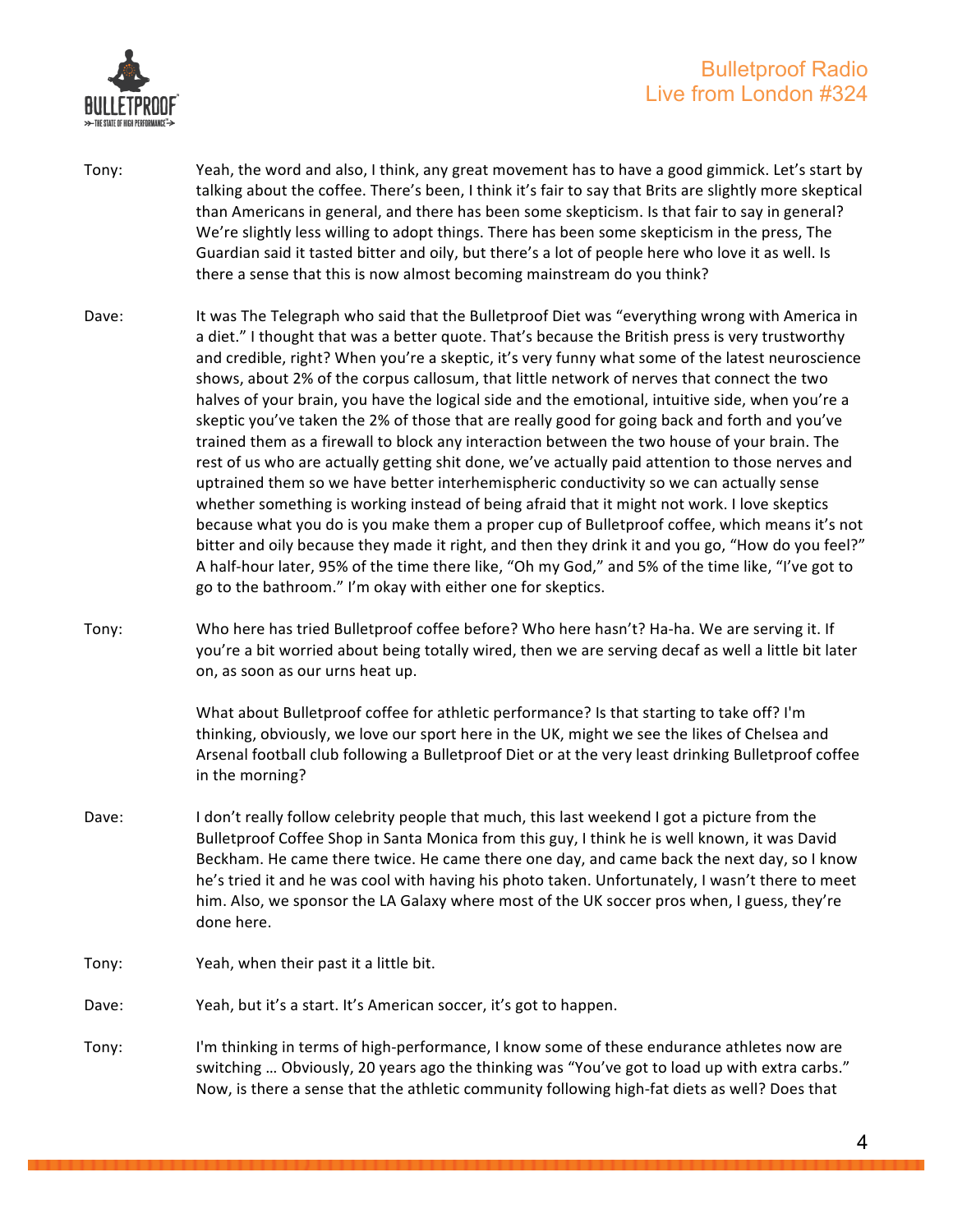Tony: Yeah, the word and also, I think, any great movement has to have a good gimmick. Let's start by talking about the coffee. There's been, I think it's fair to say that Brits are slightly more skeptical than Americans in general, and there has been some skepticism. Is that fair to say in general? We're slightly less willing to adopt things. There has been some skepticism in the press, The Guardian said it tasted bitter and oily, but there's a lot of people here who love it as well. Is there a sense that this is now almost becoming mainstream do you think?

Dave: It was The Telegraph who said that the Bulletproof Diet was "everything wrong with America in a diet." I thought that was a better quote. That's because the British press is very trustworthy and credible, right? When you're a skeptic, it's very funny what some of the latest neuroscience shows, about 2% of the corpus callosum, that little network of nerves that connect the two halves of your brain, you have the logical side and the emotional, intuitive side, when you're a skeptic you've taken the 2% of those that are really good for going back and forth and you've trained them as a firewall to block any interaction between the two house of your brain. The rest of us who are actually getting shit done, we've actually paid attention to those nerves and uptrained them so we have better interhemispheric conductivity so we can actually sense whether something is working instead of being afraid that it might not work. I love skeptics because what you do is you make them a proper cup of Bulletproof coffee, which means it's not bitter and oily because they made it right, and then they drink it and you go, "How do you feel?" A half-hour later, 95% of the time there like, "Oh my God," and 5% of the time like, "I've got to go to the bathroom." I'm okay with either one for skeptics.

Tony: Who here has tried Bulletproof coffee before? Who here hasn't? Ha-ha. We are serving it. If you're a bit worried about being totally wired, then we are serving decaf as well a little bit later on, as soon as our urns heat up.

What about Bulletproof coffee for athletic performance? Is that starting to take off? I'm thinking, obviously, we love our sport here in the UK, might we see the likes of Chelsea and Arsenal football club following a Bulletproof Diet or at the very least drinking Bulletproof coffee in the morning?

Dave: I don't really follow celebrity people that much, this last weekend I got a picture from the Bulletproof Coffee Shop in Santa Monica from this guy, I think he is well known, it was David Beckham. He came there twice. He came there one day, and came back the next day, so I know he's tried it and he was cool with having his photo taken. Unfortunately, I wasn't there to meet him. Also, we sponsor the LA Galaxy where most of the UK soccer pros when, I guess, they're done here.

Tony: Yeah, when their past it a little bit.

Dave: Yeah, but it's a start. It's American soccer, it's got to happen.

Tony: I'm thinking in terms of high-performance, I know some of these endurance athletes now are switching … Obviously, 20 years ago the thinking was "You've got to load up with extra carbs." Now, is there a sense that the athletic community following high-fat diets as well? Does that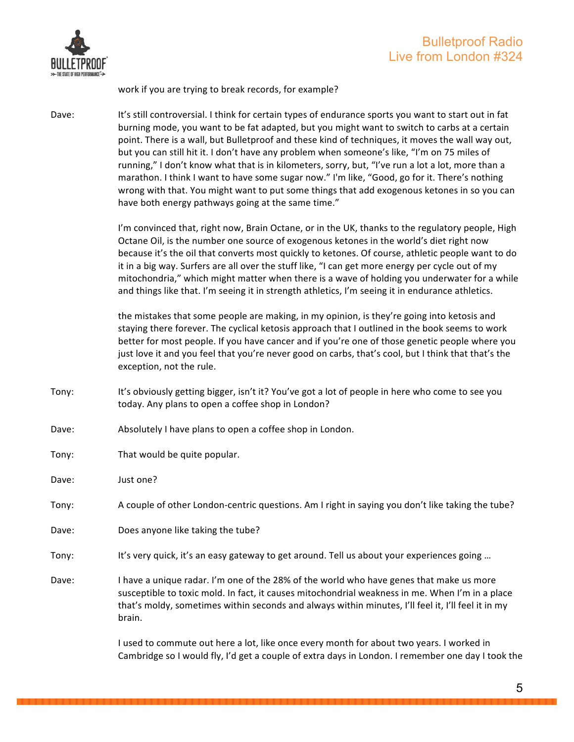work if you are trying to break records, for example?

Dave: It's still controversial. I think for certain types of endurance sports you want to start out in fat burning mode, you want to be fat adapted, but you might want to switch to carbs at a certain point. There is a wall, but Bulletproof and these kind of techniques, it moves the wall way out, but you can still hit it. I don't have any problem when someone's like, "I'm on 75 miles of running," I don't know what that is in kilometers, sorry, but, "I've run a lot a lot, more than a marathon. I think I want to have some sugar now." I'm like, "Good, go for it. There's nothing wrong with that. You might want to put some things that add exogenous ketones in so you can have both energy pathways going at the same time."

I'm convinced that, right now, Brain Octane, or in the UK, thanks to the regulatory people, High Octane Oil, is the number one source of exogenous ketones in the world's diet right now because it's the oil that converts most quickly to ketones. Of course, athletic people want to do it in a big way. Surfers are all over the stuff like, "I can get more energy per cycle out of my mitochondria," which might matter when there is a wave of holding you underwater for a while and things like that. I'm seeing it in strength athletics, I'm seeing it in endurance athletics.

the mistakes that some people are making, in my opinion, is they're going into ketosis and staying there forever. The cyclical ketosis approach that I outlined in the book seems to work better for most people. If you have cancer and if you're one of those genetic people where you just love it and you feel that you're never good on carbs, that's cool, but I think that that's the exception, not the rule.

Tony: It's obviously getting bigger, isn't it? You've got a lot of people in here who come to see you today. Any plans to open a coffee shop in London?

Dave: Absolutely I have plans to open a coffee shop in London.

Tony: That would be quite popular.

Dave: Just one?

Tony: A couple of other London-centric questions. Am I right in saying you don't like taking the tube?

Dave: Does anyone like taking the tube?

Tony: It's very quick, it's an easy gateway to get around. Tell us about your experiences going …

Dave: I have a unique radar. I'm one of the 28% of the world who have genes that make us more susceptible to toxic mold. In fact, it causes mitochondrial weakness in me. When I'm in a place that's moldy, sometimes within seconds and always within minutes, I'll feel it, I'll feel it in my brain.

I used to commute out here a lot, like once every month for about two years. I worked in Cambridge so I would fly, I'd get a couple of extra days in London. I remember one day I took the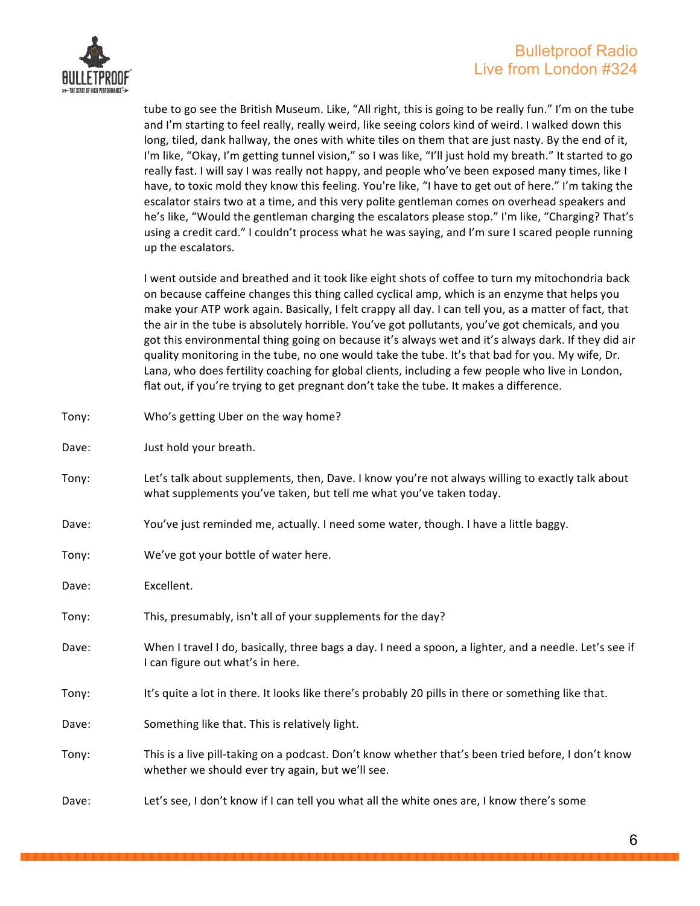tube to go see the British Museum. Like, "All right, this is going to be really fun." I'm on the tube and I'm starting to feel really, really weird, like seeing colors kind of weird. I walked down this long, tiled, dank hallway, the ones with white tiles on them that are just nasty. By the end of it, I'm like, "Okay, I'm getting tunnel vision," so I was like, "I'll just hold my breath." It started to go really fast. I will say I was really not happy, and people who've been exposed many times, like I have, to toxic mold they know this feeling. You're like, "I have to get out of here." I'm taking the escalator stairs two at a time, and this very polite gentleman comes on overhead speakers and he's like, "Would the gentleman charging the escalators please stop." I'm like, "Charging? That's using a credit card." I couldn't process what he was saying, and I'm sure I scared people running up the escalators.

I went outside and breathed and it took like eight shots of coffee to turn my mitochondria back on because caffeine changes this thing called cyclical amp, which is an enzyme that helps you make your ATP work again. Basically, I felt crappy all day. I can tell you, as a matter of fact, that the air in the tube is absolutely horrible. You've got pollutants, you've got chemicals, and you got this environmental thing going on because it's always wet and it's always dark. If they did air quality monitoring in the tube, no one would take the tube. It's that bad for you. My wife, Dr. Lana, who does fertility coaching for global clients, including a few people who live in London, flat out, if you're trying to get pregnant don't take the tube. It makes a difference.

Tony: Who's getting Uber on the way home?

Dave: Just hold your breath.

Tony: Let's talk about supplements, then, Dave. I know you're not always willing to exactly talk about what supplements you've taken, but tell me what you've taken today.

Dave: You've just reminded me, actually. I need some water, though. I have a little baggy.

Tony: We've got your bottle of water here.

Dave: Excellent.

Tony: This, presumably, isn't all of your supplements for the day?

Dave: When I travel I do, basically, three bags a day. I need a spoon, a lighter, and a needle. Let's see if I can figure out what's in here.

Tony: It's quite a lot in there. It looks like there's probably 20 pills in there or something like that.

Dave: Something like that. This is relatively light.

Tony: This is a live pill-taking on a podcast. Don't know whether that's been tried before, I don't know whether we should ever try again, but we'll see.

Dave: Let's see, I don't know if I can tell you what all the white ones are, I know there's some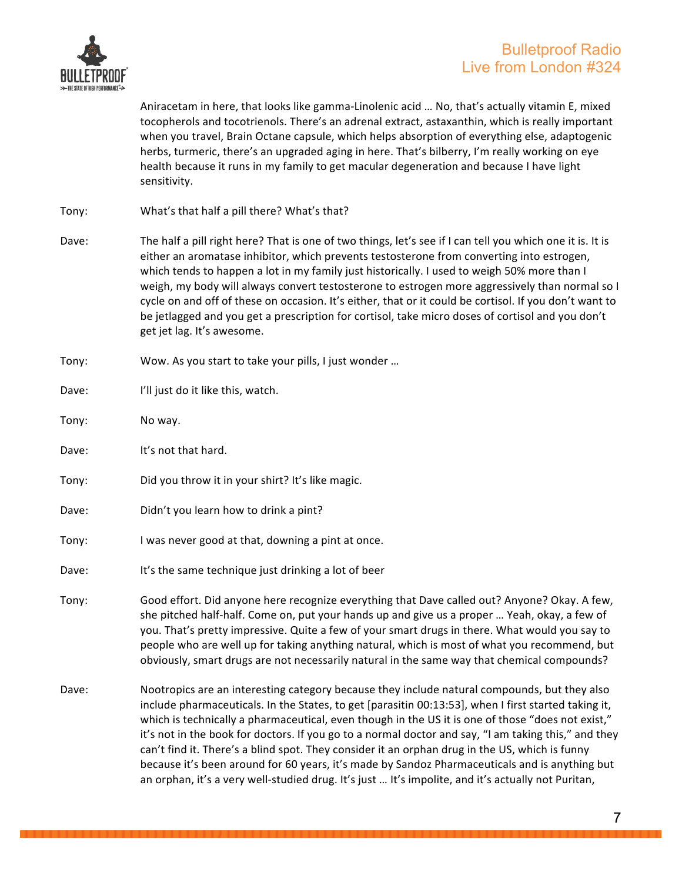Aniracetam in here, that looks like gamma-Linolenic acid … No, that's actually vitamin E, mixed tocopherols and tocotrienols. There's an adrenal extract, astaxanthin, which is really important when you travel, Brain Octane capsule, which helps absorption of everything else, adaptogenic herbs, turmeric, there's an upgraded aging in here. That's bilberry, I'm really working on eye health because it runs in my family to get macular degeneration and because I have light sensitivity.

Tony: What's that half a pill there? What's that?

Dave: The half a pill right here? That is one of two things, let's see if I can tell you which one it is. It is either an aromatase inhibitor, which prevents testosterone from converting into estrogen, which tends to happen a lot in my family just historically. I used to weigh 50% more than I weigh, my body will always convert testosterone to estrogen more aggressively than normal so I cycle on and off of these on occasion. It's either, that or it could be cortisol. If you don't want to be jetlagged and you get a prescription for cortisol, take micro doses of cortisol and you don't get jet lag. It's awesome.

Tony: Wow. As you start to take your pills, I just wonder …

Dave: I'll just do it like this, watch.

Tony: No way.

Dave: It's not that hard.

Tony: Did you throw it in your shirt? It's like magic.

Dave: Didn't you learn how to drink a pint?

Tony: I was never good at that, downing a pint at once.

Dave: It's the same technique just drinking a lot of beer

Tony: Good effort. Did anyone here recognize everything that Dave called out? Anyone? Okay. A few, she pitched half-half. Come on, put your hands up and give us a proper … Yeah, okay, a few of you. That's pretty impressive. Quite a few of your smart drugs in there. What would you say to people who are well up for taking anything natural, which is most of what you recommend, but obviously, smart drugs are not necessarily natural in the same way that chemical compounds?

Dave: Nootropics are an interesting category because they include natural compounds, but they also include pharmaceuticals. In the States, to get [parasitin 00:13:53], when I first started taking it, which is technically a pharmaceutical, even though in the US it is one of those "does not exist," it's not in the book for doctors. If you go to a normal doctor and say, "I am taking this," and they can't find it. There's a blind spot. They consider it an orphan drug in the US, which is funny because it's been around for 60 years, it's made by Sandoz Pharmaceuticals and is anything but an orphan, it's a very well-studied drug. It's just … It's impolite, and it's actually not Puritan,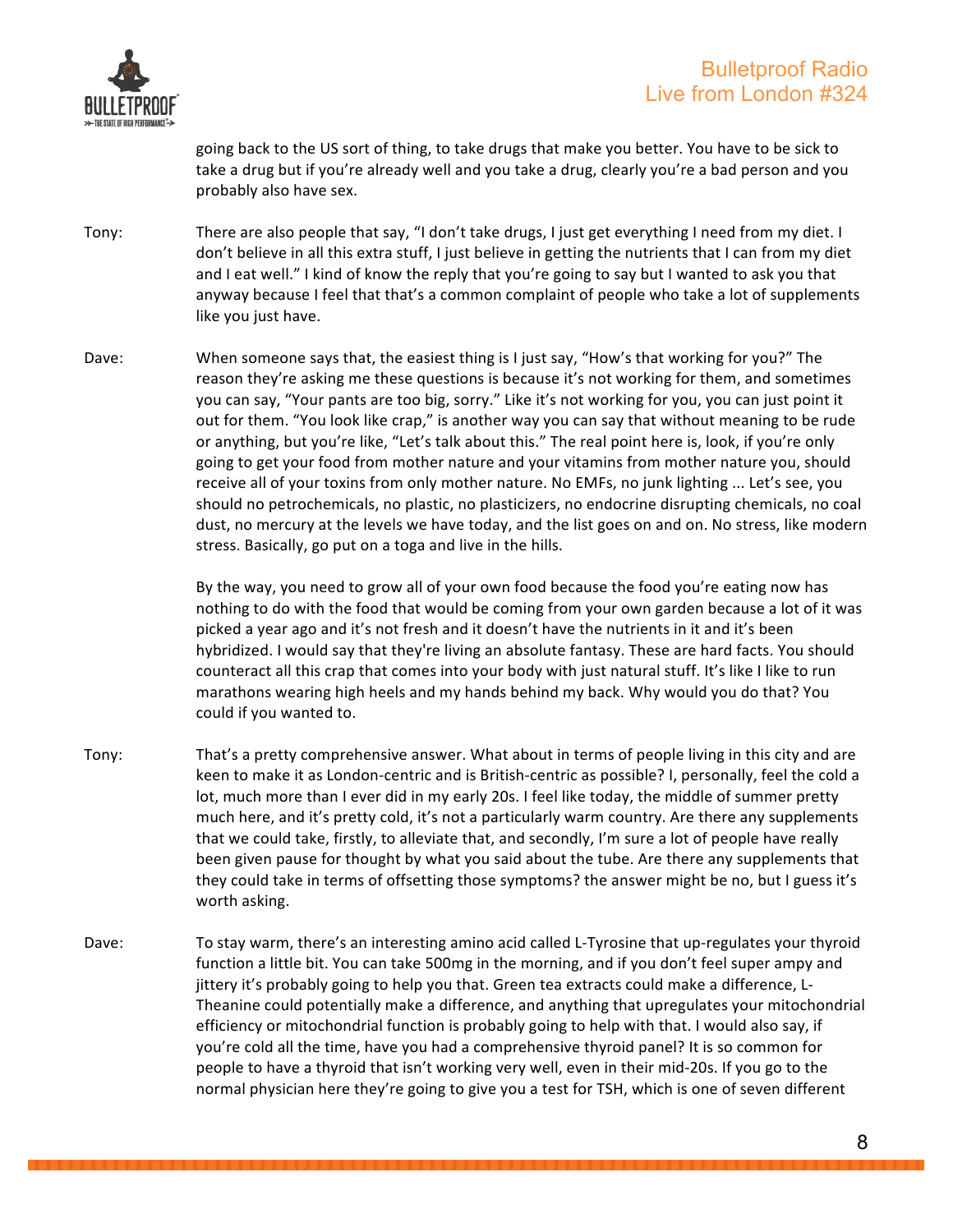going back to the US sort of thing, to take drugs that make you better. You have to be sick to take a drug but if you're already well and you take a drug, clearly you're a bad person and you probably also have sex.

Tony: There are also people that say, "I don't take drugs, I just get everything I need from my diet. I don't believe in all this extra stuff, I just believe in getting the nutrients that I can from my diet and I eat well." I kind of know the reply that you're going to say but I wanted to ask you that anyway because I feel that that's a common complaint of people who take a lot of supplements like you just have.

Dave: When someone says that, the easiest thing is I just say, "How's that working for you?" The reason they're asking me these questions is because it's not working for them, and sometimes you can say, "Your pants are too big, sorry." Like it's not working for you, you can just point it out for them. "You look like crap," is another way you can say that without meaning to be rude or anything, but you're like, "Let's talk about this." The real point here is, look, if you're only going to get your food from mother nature and your vitamins from mother nature you, should receive all of your toxins from only mother nature. No EMFs, no junk lighting ... Let's see, you should no petrochemicals, no plastic, no plasticizers, no endocrine disrupting chemicals, no coal dust, no mercury at the levels we have today, and the list goes on and on. No stress, like modern stress. Basically, go put on a toga and live in the hills.

By the way, you need to grow all of your own food because the food you're eating now has nothing to do with the food that would be coming from your own garden because a lot of it was picked a year ago and it's not fresh and it doesn't have the nutrients in it and it's been hybridized. I would say that they're living an absolute fantasy. These are hard facts. You should counteract all this crap that comes into your body with just natural stuff. It's like I like to run marathons wearing high heels and my hands behind my back. Why would you do that? You could if you wanted to.

Tony: That's a pretty comprehensive answer. What about in terms of people living in this city and are keen to make it as London-centric and is British-centric as possible? I, personally, feel the cold a lot, much more than I ever did in my early 20s. I feel like today, the middle of summer pretty much here, and it's pretty cold, it's not a particularly warm country. Are there any supplements that we could take, firstly, to alleviate that, and secondly, I'm sure a lot of people have really been given pause for thought by what you said about the tube. Are there any supplements that they could take in terms of offsetting those symptoms? the answer might be no, but I guess it's worth asking.

Dave: To stay warm, there's an interesting amino acid called L-Tyrosine that up-regulates your thyroid function a little bit. You can take 500mg in the morning, and if you don't feel super ampy and jittery it's probably going to help you that. Green tea extracts could make a difference, L-Theanine could potentially make a difference, and anything that upregulates your mitochondrial efficiency or mitochondrial function is probably going to help with that. I would also say, if you're cold all the time, have you had a comprehensive thyroid panel? It is so common for people to have a thyroid that isn't working very well, even in their mid-20s. If you go to the normal physician here they're going to give you a test for TSH, which is one of seven different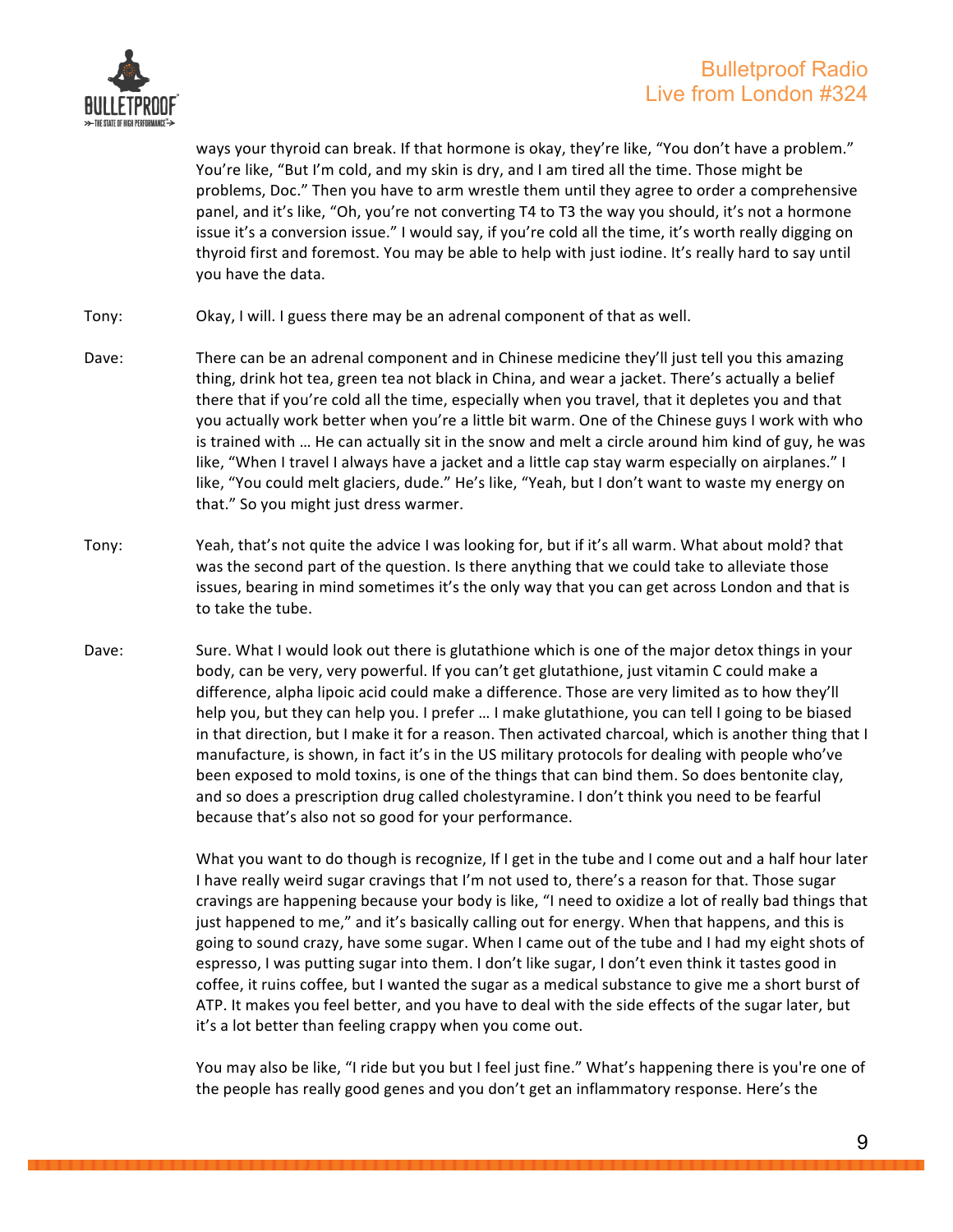ways your thyroid can break. If that hormone is okay, they're like, "You don't have a problem." You're like, "But I'm cold, and my skin is dry, and I am tired all the time. Those might be problems, Doc." Then you have to arm wrestle them until they agree to order a comprehensive panel, and it's like, "Oh, you're not converting T4 to T3 the way you should, it's not a hormone issue it's a conversion issue." I would say, if you're cold all the time, it's worth really digging on thyroid first and foremost. You may be able to help with just iodine. It's really hard to say until you have the data.

Tony: Okay, I will. I guess there may be an adrenal component of that as well.

Dave: There can be an adrenal component and in Chinese medicine they'll just tell you this amazing thing, drink hot tea, green tea not black in China, and wear a jacket. There's actually a belief there that if you're cold all the time, especially when you travel, that it depletes you and that you actually work better when you're a little bit warm. One of the Chinese guys I work with who is trained with … He can actually sit in the snow and melt a circle around him kind of guy, he was like, "When I travel I always have a jacket and a little cap stay warm especially on airplanes." I like, "You could melt glaciers, dude." He's like, "Yeah, but I don't want to waste my energy on that." So you might just dress warmer.

Tony: Yeah, that's not quite the advice I was looking for, but if it's all warm. What about mold? that was the second part of the question. Is there anything that we could take to alleviate those issues, bearing in mind sometimes it's the only way that you can get across London and that is to take the tube.

Dave: Sure. What I would look out there is glutathione which is one of the major detox things in your body, can be very, very powerful. If you can't get glutathione, just vitamin C could make a difference, alpha lipoic acid could make a difference. Those are very limited as to how they'll help you, but they can help you. I prefer … I make glutathione, you can tell I going to be biased in that direction, but I make it for a reason. Then activated charcoal, which is another thing that I manufacture, is shown, in fact it's in the US military protocols for dealing with people who've been exposed to mold toxins, is one of the things that can bind them. So does bentonite clay, and so does a prescription drug called cholestyramine. I don't think you need to be fearful because that's also not so good for your performance.

What you want to do though is recognize, If I get in the tube and I come out and a half hour later I have really weird sugar cravings that I'm not used to, there's a reason for that. Those sugar cravings are happening because your body is like, "I need to oxidize a lot of really bad things that just happened to me," and it's basically calling out for energy. When that happens, and this is going to sound crazy, have some sugar. When I came out of the tube and I had my eight shots of espresso, I was putting sugar into them. I don't like sugar, I don't even think it tastes good in coffee, it ruins coffee, but I wanted the sugar as a medical substance to give me a short burst of ATP. It makes you feel better, and you have to deal with the side effects of the sugar later, but it's a lot better than feeling crappy when you come out.

You may also be like, "I ride but you but I feel just fine." What's happening there is you're one of the people has really good genes and you don't get an inflammatory response. Here's the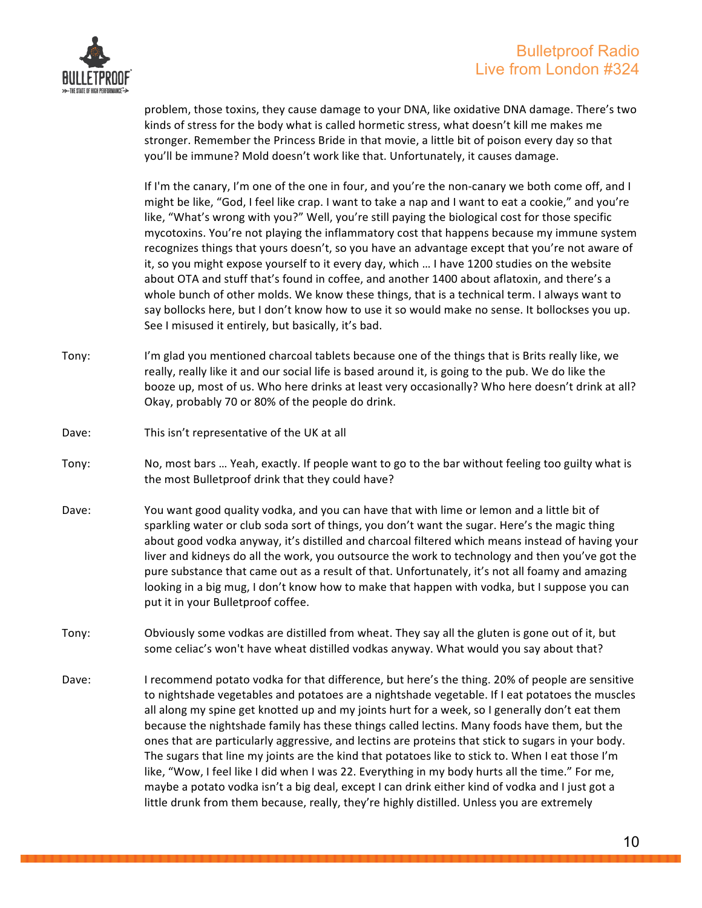problem, those toxins, they cause damage to your DNA, like oxidative DNA damage. There's two kinds of stress for the body what is called hormetic stress, what doesn't kill me makes me stronger. Remember the Princess Bride in that movie, a little bit of poison every day so that you'll be immune? Mold doesn't work like that. Unfortunately, it causes damage.

If I'm the canary, I'm one of the one in four, and you're the non-canary we both come off, and I might be like, "God, I feel like crap. I want to take a nap and I want to eat a cookie," and you're like, "What's wrong with you?" Well, you're still paying the biological cost for those specific mycotoxins. You're not playing the inflammatory cost that happens because my immune system recognizes things that yours doesn't, so you have an advantage except that you're not aware of it, so you might expose yourself to it every day, which … I have 1200 studies on the website about OTA and stuff that's found in coffee, and another 1400 about aflatoxin, and there's a whole bunch of other molds. We know these things, that is a technical term. I always want to say bollocks here, but I don't know how to use it so would make no sense. It bollockses you up. See I misused it entirely, but basically, it's bad.

Tony: I'm glad you mentioned charcoal tablets because one of the things that is Brits really like, we really, really like it and our social life is based around it, is going to the pub. We do like the booze up, most of us. Who here drinks at least very occasionally? Who here doesn't drink at all? Okay, probably 70 or 80% of the people do drink.

Dave: This isn't representative of the UK at all

Tony: No, most bars … Yeah, exactly. If people want to go to the bar without feeling too guilty what is the most Bulletproof drink that they could have?

Dave: You want good quality vodka, and you can have that with lime or lemon and a little bit of sparkling water or club soda sort of things, you don't want the sugar. Here's the magic thing about good vodka anyway, it's distilled and charcoal filtered which means instead of having your liver and kidneys do all the work, you outsource the work to technology and then you've got the pure substance that came out as a result of that. Unfortunately, it's not all foamy and amazing looking in a big mug, I don't know how to make that happen with vodka, but I suppose you can put it in your Bulletproof coffee.

Tony: Obviously some vodkas are distilled from wheat. They say all the gluten is gone out of it, but some celiac's won't have wheat distilled vodkas anyway. What would you say about that?

Dave: I recommend potato vodka for that difference, but here's the thing. 20% of people are sensitive to nightshade vegetables and potatoes are a nightshade vegetable. If I eat potatoes the muscles all along my spine get knotted up and my joints hurt for a week, so I generally don't eat them because the nightshade family has these things called lectins. Many foods have them, but the ones that are particularly aggressive, and lectins are proteins that stick to sugars in your body. The sugars that line my joints are the kind that potatoes like to stick to. When I eat those I'm like, "Wow, I feel like I did when I was 22. Everything in my body hurts all the time." For me, maybe a potato vodka isn't a big deal, except I can drink either kind of vodka and I just got a little drunk from them because, really, they're highly distilled. Unless you are extremely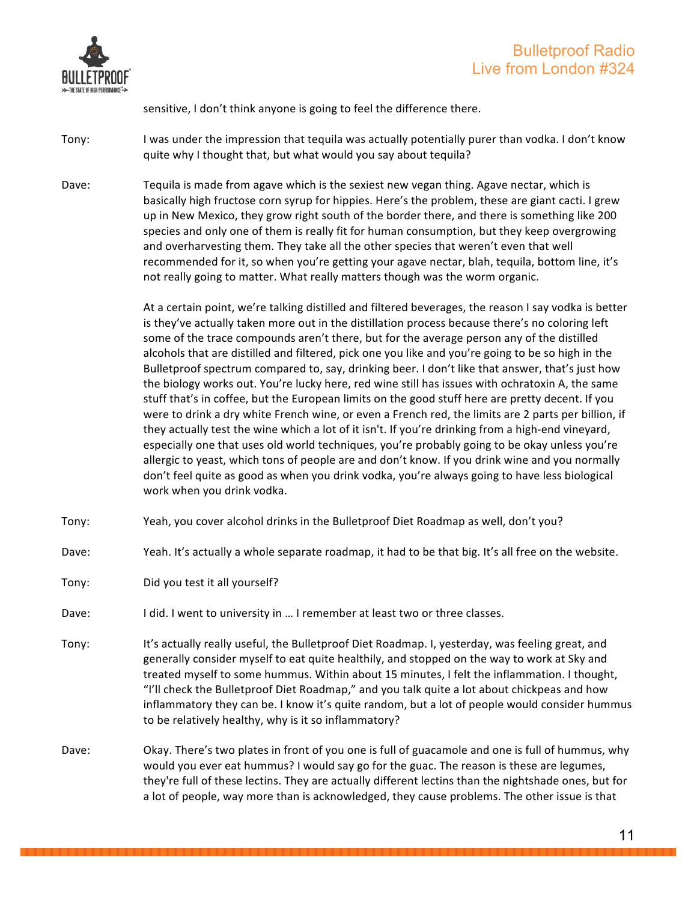sensitive, I don't think anyone is going to feel the difference there.

Tony: I was under the impression that tequila was actually potentially purer than vodka. I don't know quite why I thought that, but what would you say about tequila?

Dave: Tequila is made from agave which is the sexiest new vegan thing. Agave nectar, which is basically high fructose corn syrup for hippies. Here's the problem, these are giant cacti. I grew up in New Mexico, they grow right south of the border there, and there is something like 200 species and only one of them is really fit for human consumption, but they keep overgrowing and overharvesting them. They take all the other species that weren't even that well recommended for it, so when you're getting your agave nectar, blah, tequila, bottom line, it's not really going to matter. What really matters though was the worm organic.

At a certain point, we're talking distilled and filtered beverages, the reason I say vodka is better is they've actually taken more out in the distillation process because there's no coloring left some of the trace compounds aren't there, but for the average person any of the distilled alcohols that are distilled and filtered, pick one you like and you're going to be so high in the Bulletproof spectrum compared to, say, drinking beer. I don't like that answer, that's just how the biology works out. You're lucky here, red wine still has issues with ochratoxin A, the same stuff that's in coffee, but the European limits on the good stuff here are pretty decent. If you were to drink a dry white French wine, or even a French red, the limits are 2 parts per billion, if they actually test the wine which a lot of it isn't. If you're drinking from a high-end vineyard, especially one that uses old world techniques, you're probably going to be okay unless you're allergic to yeast, which tons of people are and don't know. If you drink wine and you normally don't feel quite as good as when you drink vodka, you're always going to have less biological work when you drink vodka.

Tony: Yeah, you cover alcohol drinks in the Bulletproof Diet Roadmap as well, don't you?

Dave: Yeah. It's actually a whole separate roadmap, it had to be that big. It's all free on the website.

Tony: Did you test it all yourself?

Dave: I did. I went to university in … I remember at least two or three classes.

Tony: It's actually really useful, the Bulletproof Diet Roadmap. I, yesterday, was feeling great, and generally consider myself to eat quite healthily, and stopped on the way to work at Sky and treated myself to some hummus. Within about 15 minutes, I felt the inflammation. I thought, "I'll check the Bulletproof Diet Roadmap," and you talk quite a lot about chickpeas and how inflammatory they can be. I know it's quite random, but a lot of people would consider hummus to be relatively healthy, why is it so inflammatory?

Dave: Okay. There's two plates in front of you one is full of guacamole and one is full of hummus, why would you ever eat hummus? I would say go for the guac. The reason is these are legumes, they're full of these lectins. They are actually different lectins than the nightshade ones, but for a lot of people, way more than is acknowledged, they cause problems. The other issue is that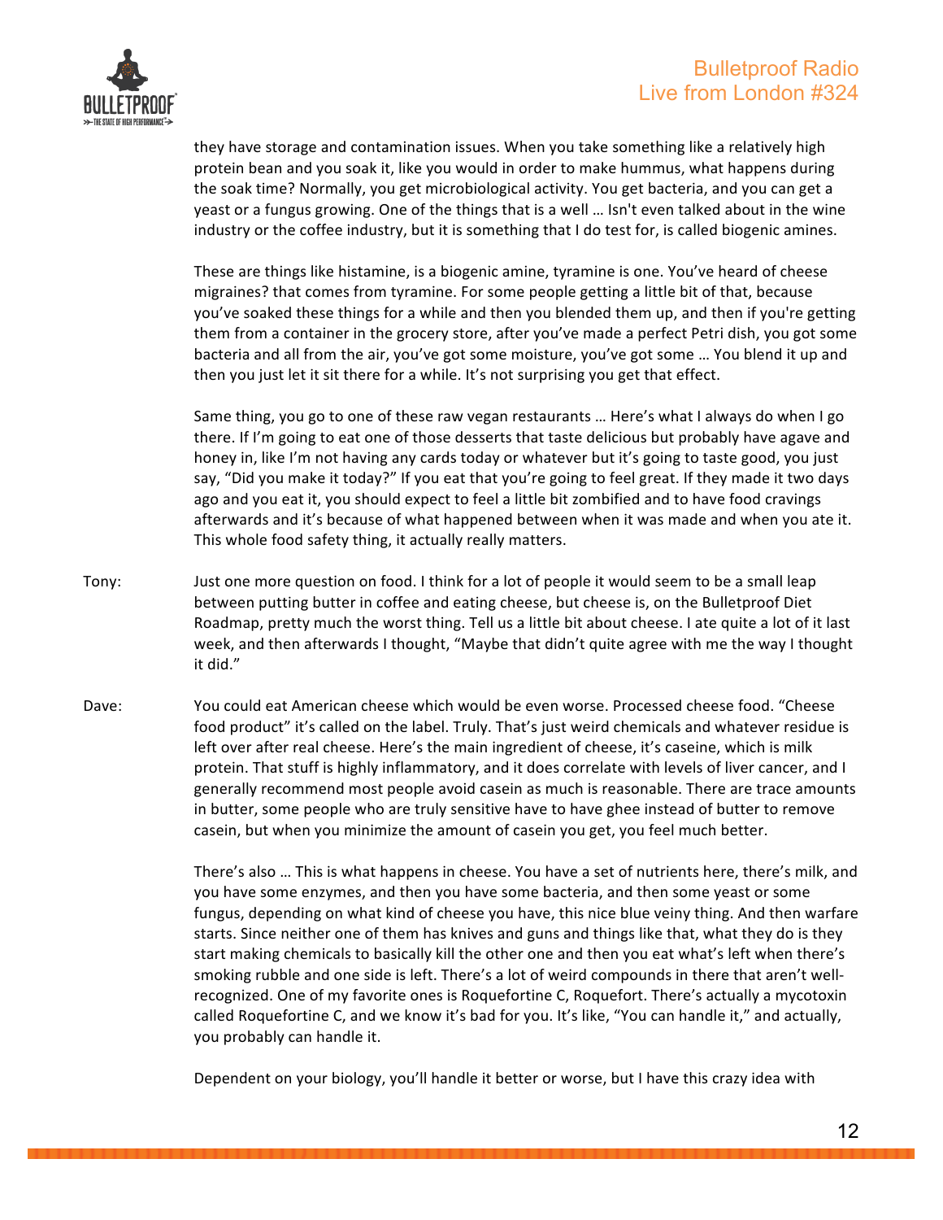they have storage and contamination issues. When you take something like a relatively high protein bean and you soak it, like you would in order to make hummus, what happens during the soak time? Normally, you get microbiological activity. You get bacteria, and you can get a yeast or a fungus growing. One of the things that is a well … Isn't even talked about in the wine industry or the coffee industry, but it is something that I do test for, is called biogenic amines.

These are things like histamine, is a biogenic amine, tyramine is one. You've heard of cheese migraines? that comes from tyramine. For some people getting a little bit of that, because you've soaked these things for a while and then you blended them up, and then if you're getting them from a container in the grocery store, after you've made a perfect Petri dish, you got some bacteria and all from the air, you've got some moisture, you've got some … You blend it up and then you just let it sit there for a while. It's not surprising you get that effect.

Same thing, you go to one of these raw vegan restaurants … Here's what I always do when I go there. If I'm going to eat one of those desserts that taste delicious but probably have agave and honey in, like I'm not having any cards today or whatever but it's going to taste good, you just say, "Did you make it today?" If you eat that you're going to feel great. If they made it two days ago and you eat it, you should expect to feel a little bit zombified and to have food cravings afterwards and it's because of what happened between when it was made and when you ate it. This whole food safety thing, it actually really matters.

Tony: Just one more question on food. I think for a lot of people it would seem to be a small leap between putting butter in coffee and eating cheese, but cheese is, on the Bulletproof Diet Roadmap, pretty much the worst thing. Tell us a little bit about cheese. I ate quite a lot of it last week, and then afterwards I thought, "Maybe that didn't quite agree with me the way I thought it did."

Dave: You could eat American cheese which would be even worse. Processed cheese food. "Cheese food product" it's called on the label. Truly. That's just weird chemicals and whatever residue is left over after real cheese. Here's the main ingredient of cheese, it's caseine, which is milk protein. That stuff is highly inflammatory, and it does correlate with levels of liver cancer, and I generally recommend most people avoid casein as much is reasonable. There are trace amounts in butter, some people who are truly sensitive have to have ghee instead of butter to remove casein, but when you minimize the amount of casein you get, you feel much better.

There's also … This is what happens in cheese. You have a set of nutrients here, there's milk, and you have some enzymes, and then you have some bacteria, and then some yeast or some fungus, depending on what kind of cheese you have, this nice blue veiny thing. And then warfare starts. Since neither one of them has knives and guns and things like that, what they do is they start making chemicals to basically kill the other one and then you eat what's left when there's smoking rubble and one side is left. There's a lot of weird compounds in there that aren't well-recognized. One of my favorite ones is Roquefortine C, Roquefort. There's actually a mycotoxin called Roquefortine C, and we know it's bad for you. It's like, "You can handle it," and actually, you probably can handle it.

Dependent on your biology, you'll handle it better or worse, but I have this crazy idea with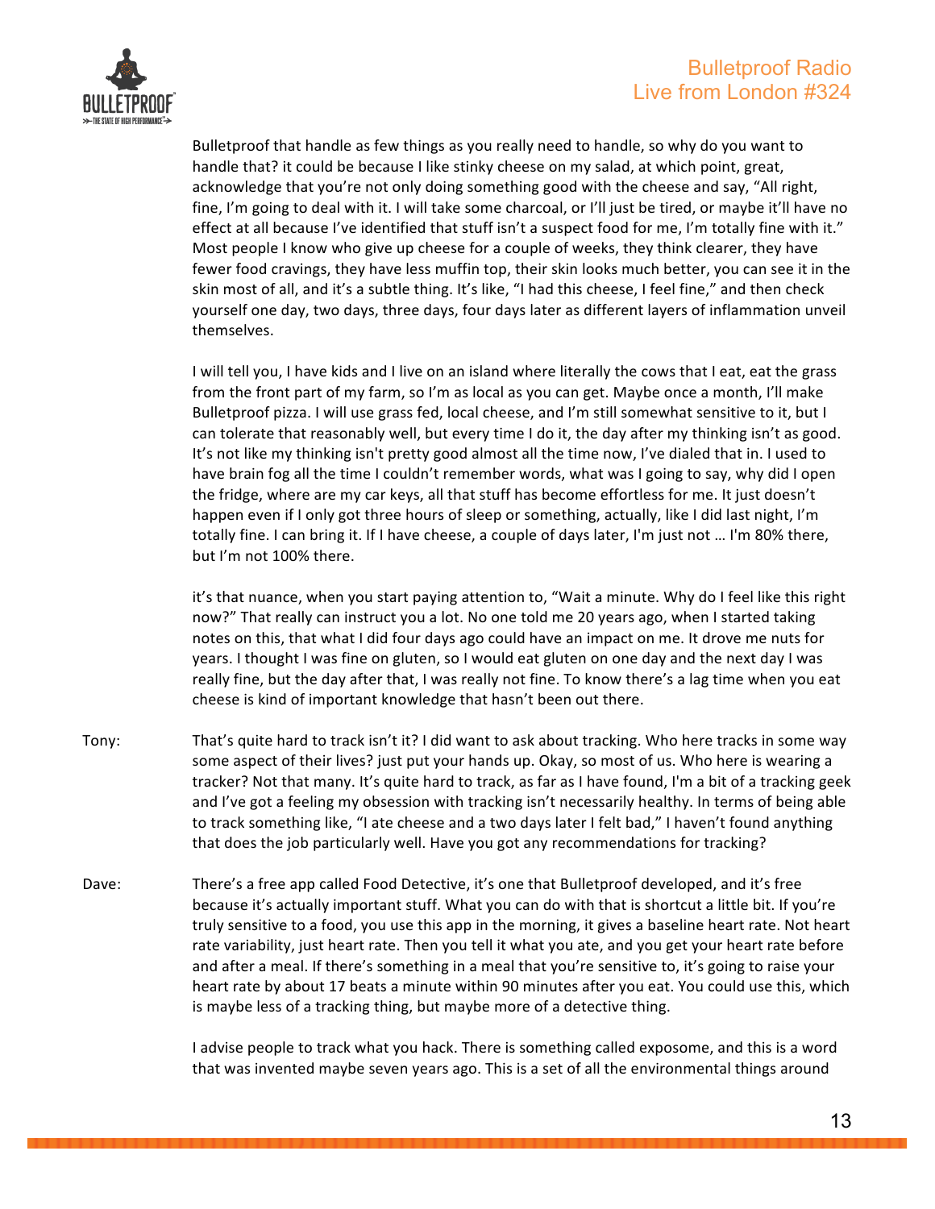Bulletproof that handle as few things as you really need to handle, so why do you want to handle that? it could be because I like stinky cheese on my salad, at which point, great, acknowledge that you're not only doing something good with the cheese and say, "All right, fine, I'm going to deal with it. I will take some charcoal, or I'll just be tired, or maybe it'll have no effect at all because I've identified that stuff isn't a suspect food for me, I'm totally fine with it." Most people I know who give up cheese for a couple of weeks, they think clearer, they have fewer food cravings, they have less muffin top, their skin looks much better, you can see it in the skin most of all, and it's a subtle thing. It's like, "I had this cheese, I feel fine," and then check yourself one day, two days, three days, four days later as different layers of inflammation unveil themselves.

I will tell you, I have kids and I live on an island where literally the cows that I eat, eat the grass from the front part of my farm, so I'm as local as you can get. Maybe once a month, I'll make Bulletproof pizza. I will use grass fed, local cheese, and I'm still somewhat sensitive to it, but I can tolerate that reasonably well, but every time I do it, the day after my thinking isn't as good. It's not like my thinking isn't pretty good almost all the time now, I've dialed that in. I used to have brain fog all the time I couldn't remember words, what was I going to say, why did I open the fridge, where are my car keys, all that stuff has become effortless for me. It just doesn't happen even if I only got three hours of sleep or something, actually, like I did last night, I'm totally fine. I can bring it. If I have cheese, a couple of days later, I'm just not … I'm 80% there, but I'm not 100% there.

it's that nuance, when you start paying attention to, "Wait a minute. Why do I feel like this right now?" That really can instruct you a lot. No one told me 20 years ago, when I started taking notes on this, that what I did four days ago could have an impact on me. It drove me nuts for years. I thought I was fine on gluten, so I would eat gluten on one day and the next day I was really fine, but the day after that, I was really not fine. To know there's a lag time when you eat cheese is kind of important knowledge that hasn't been out there.

Tony: That's quite hard to track isn't it? I did want to ask about tracking. Who here tracks in some way some aspect of their lives? just put your hands up. Okay, so most of us. Who here is wearing a tracker? Not that many. It's quite hard to track, as far as I have found, I'm a bit of a tracking geek and I've got a feeling my obsession with tracking isn't necessarily healthy. In terms of being able to track something like, "I ate cheese and a two days later I felt bad," I haven't found anything that does the job particularly well. Have you got any recommendations for tracking?

Dave: There's a free app called Food Detective, it's one that Bulletproof developed, and it's free because it's actually important stuff. What you can do with that is shortcut a little bit. If you're truly sensitive to a food, you use this app in the morning, it gives a baseline heart rate. Not heart rate variability, just heart rate. Then you tell it what you ate, and you get your heart rate before and after a meal. If there's something in a meal that you're sensitive to, it's going to raise your heart rate by about 17 beats a minute within 90 minutes after you eat. You could use this, which is maybe less of a tracking thing, but maybe more of a detective thing.

I advise people to track what you hack. There is something called exposome, and this is a word that was invented maybe seven years ago. This is a set of all the environmental things around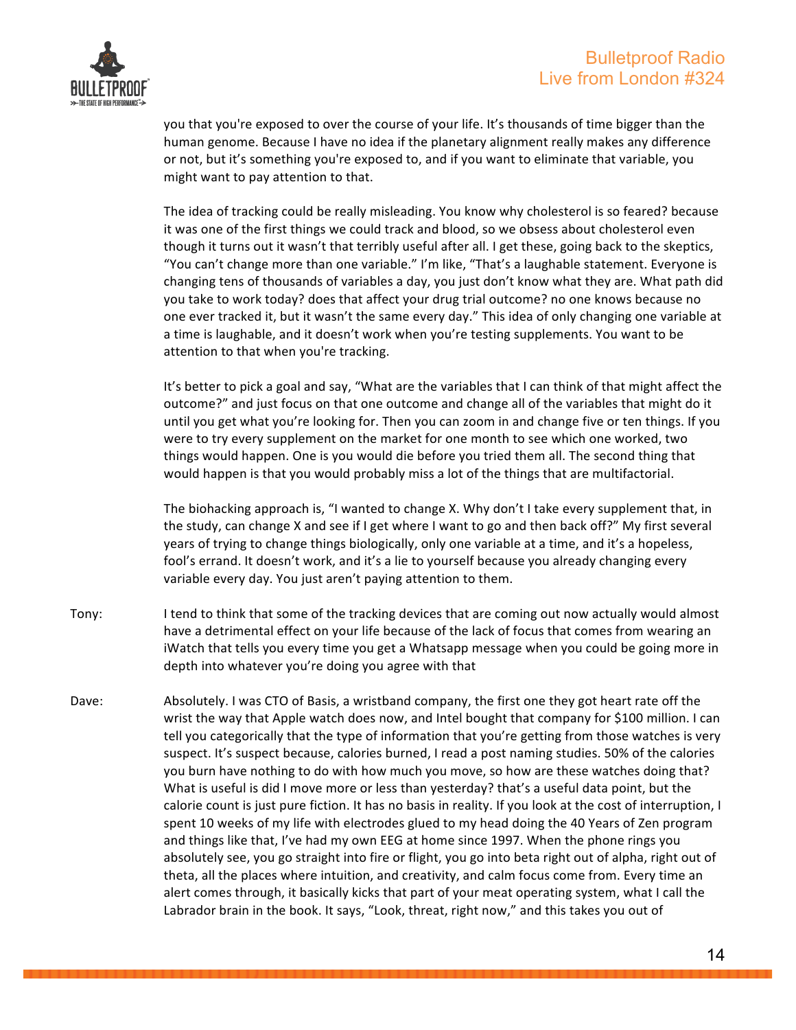you that you're exposed to over the course of your life. It's thousands of time bigger than the human genome. Because I have no idea if the planetary alignment really makes any difference or not, but it's something you're exposed to, and if you want to eliminate that variable, you might want to pay attention to that.

The idea of tracking could be really misleading. You know why cholesterol is so feared? because it was one of the first things we could track and blood, so we obsess about cholesterol even though it turns out it wasn't that terribly useful after all. I get these, going back to the skeptics, "You can't change more than one variable." I'm like, "That's a laughable statement. Everyone is changing tens of thousands of variables a day, you just don't know what they are. What path did you take to work today? does that affect your drug trial outcome? no one knows because no one ever tracked it, but it wasn't the same every day." This idea of only changing one variable at a time is laughable, and it doesn't work when you're testing supplements. You want to be attention to that when you're tracking.

It's better to pick a goal and say, "What are the variables that I can think of that might affect the outcome?" and just focus on that one outcome and change all of the variables that might do it until you get what you're looking for. Then you can zoom in and change five or ten things. If you were to try every supplement on the market for one month to see which one worked, two things would happen. One is you would die before you tried them all. The second thing that would happen is that you would probably miss a lot of the things that are multifactorial.

The biohacking approach is, "I wanted to change X. Why don't I take every supplement that, in the study, can change X and see if I get where I want to go and then back off?" My first several years of trying to change things biologically, only one variable at a time, and it's a hopeless, fool's errand. It doesn't work, and it's a lie to yourself because you already changing every variable every day. You just aren't paying attention to them.

Tony: I tend to think that some of the tracking devices that are coming out now actually would almost have a detrimental effect on your life because of the lack of focus that comes from wearing an iWatch that tells you every time you get a Whatsapp message when you could be going more in depth into whatever you're doing you agree with that

Dave: Absolutely. I was CTO of Basis, a wristband company, the first one they got heart rate off the wrist the way that Apple watch does now, and Intel bought that company for $100 million. I can tell you categorically that the type of information that you're getting from those watches is very suspect. It's suspect because, calories burned, I read a post naming studies. 50% of the calories you burn have nothing to do with how much you move, so how are these watches doing that? What is useful is did I move more or less than yesterday? that's a useful data point, but the calorie count is just pure fiction. It has no basis in reality. If you look at the cost of interruption, I spent 10 weeks of my life with electrodes glued to my head doing the 40 Years of Zen program and things like that, I've had my own EEG at home since 1997. When the phone rings you absolutely see, you go straight into fire or flight, you go into beta right out of alpha, right out of theta, all the places where intuition, and creativity, and calm focus come from. Every time an alert comes through, it basically kicks that part of your meat operating system, what I call the Labrador brain in the book. It says, "Look, threat, right now," and this takes you out of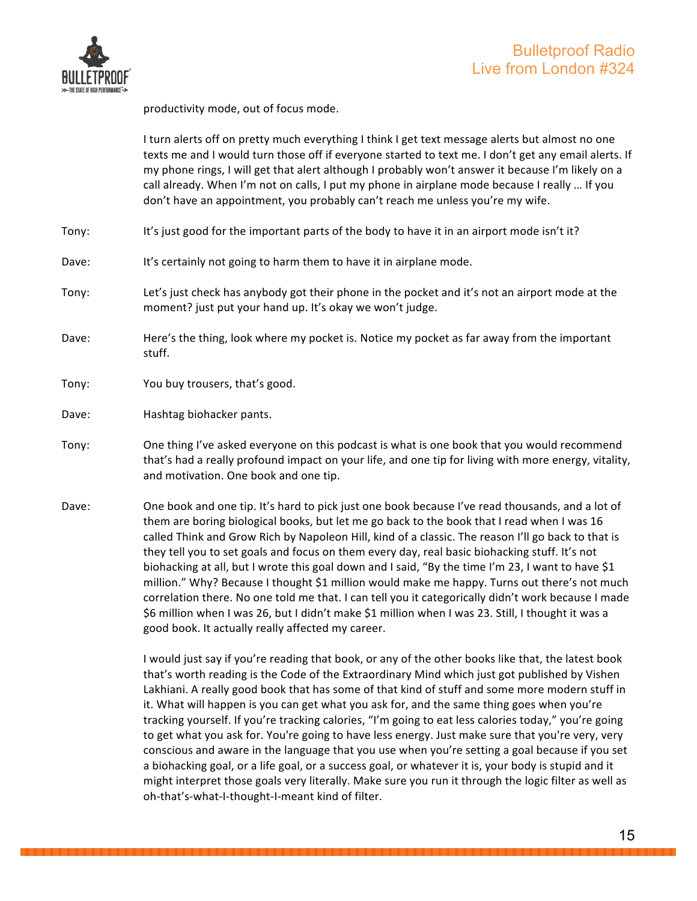productivity mode, out of focus mode.

I turn alerts off on pretty much everything I think I get text message alerts but almost no one texts me and I would turn those off if everyone started to text me. I don't get any email alerts. If my phone rings, I will get that alert although I probably won't answer it because I'm likely on a call already. When I'm not on calls, I put my phone in airplane mode because I really … If you don't have an appointment, you probably can't reach me unless you're my wife.

Tony: It's just good for the important parts of the body to have it in an airport mode isn't it?

Dave: It's certainly not going to harm them to have it in airplane mode.

Tony: Let's just check has anybody got their phone in the pocket and it's not an airport mode at the moment? just put your hand up. It's okay we won't judge.

Dave: Here's the thing, look where my pocket is. Notice my pocket as far away from the important stuff.

Tony: You buy trousers, that's good.

Dave: Hashtag biohacker pants.

Tony: One thing I've asked everyone on this podcast is what is one book that you would recommend that's had a really profound impact on your life, and one tip for living with more energy, vitality, and motivation. One book and one tip.

Dave: One book and one tip. It's hard to pick just one book because I've read thousands, and a lot of them are boring biological books, but let me go back to the book that I read when I was 16 called Think and Grow Rich by Napoleon Hill, kind of a classic. The reason I'll go back to that is they tell you to set goals and focus on them every day, real basic biohacking stuff. It's not biohacking at all, but I wrote this goal down and I said, "By the time I'm 23, I want to have $1 million." Why? Because I thought $1 million would make me happy. Turns out there's not much correlation there. No one told me that. I can tell you it categorically didn't work because I made $6 million when I was 26, but I didn't make $1 million when I was 23. Still, I thought it was a good book. It actually really affected my career.

I would just say if you're reading that book, or any of the other books like that, the latest book that's worth reading is the Code of the Extraordinary Mind which just got published by Vishen Lakhiani. A really good book that has some of that kind of stuff and some more modern stuff in it. What will happen is you can get what you ask for, and the same thing goes when you're tracking yourself. If you're tracking calories, "I'm going to eat less calories today," you're going to get what you ask for. You're going to have less energy. Just make sure that you're very, very conscious and aware in the language that you use when you're setting a goal because if you set a biohacking goal, or a life goal, or a success goal, or whatever it is, your body is stupid and it might interpret those goals very literally. Make sure you run it through the logic filter as well as oh-that's-what-I-thought-I-meant kind of filter.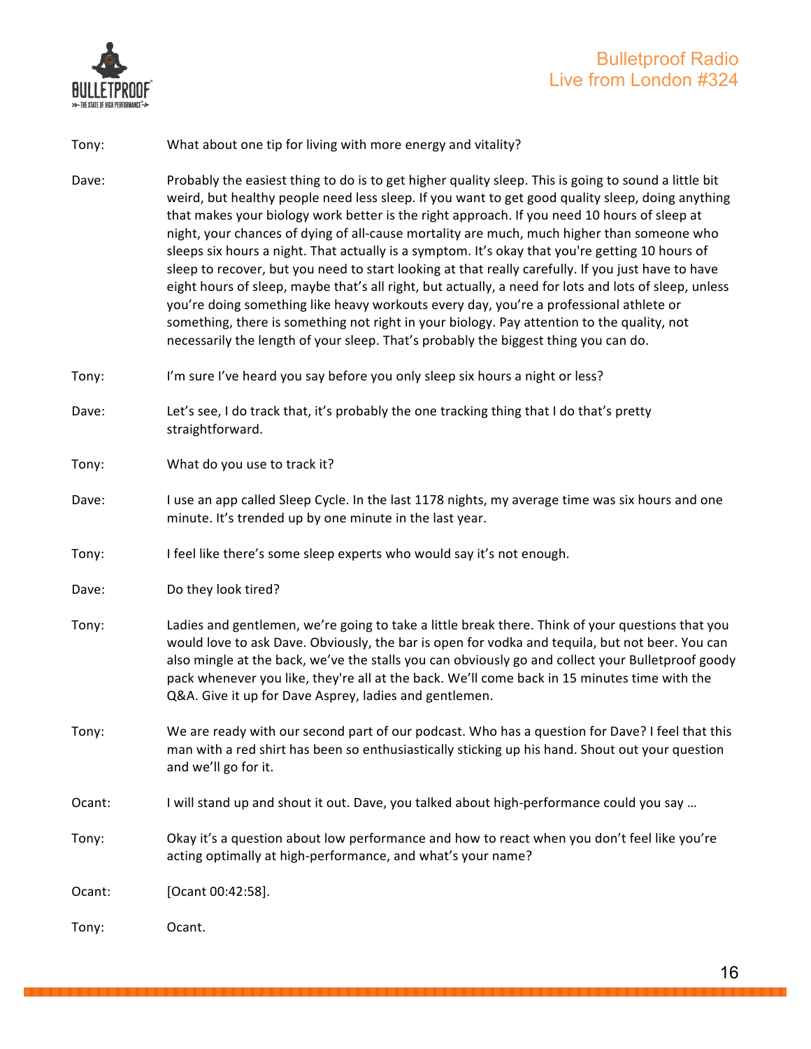Tony: What about one tip for living with more energy and vitality?

Dave: Probably the easiest thing to do is to get higher quality sleep. This is going to sound a little bit weird, but healthy people need less sleep. If you want to get good quality sleep, doing anything that makes your biology work better is the right approach. If you need 10 hours of sleep at night, your chances of dying of all-cause mortality are much, much higher than someone who sleeps six hours a night. That actually is a symptom. It's okay that you're getting 10 hours of sleep to recover, but you need to start looking at that really carefully. If you just have to have eight hours of sleep, maybe that's all right, but actually, a need for lots and lots of sleep, unless you're doing something like heavy workouts every day, you're a professional athlete or something, there is something not right in your biology. Pay attention to the quality, not necessarily the length of your sleep. That's probably the biggest thing you can do.

Tony: I'm sure I've heard you say before you only sleep six hours a night or less?

Dave: Let's see, I do track that, it's probably the one tracking thing that I do that's pretty straightforward.

Tony: What do you use to track it?

Dave: I use an app called Sleep Cycle. In the last 1178 nights, my average time was six hours and one minute. It's trended up by one minute in the last year.

Tony: I feel like there's some sleep experts who would say it's not enough.

Dave: Do they look tired?

Tony: Ladies and gentlemen, we're going to take a little break there. Think of your questions that you would love to ask Dave. Obviously, the bar is open for vodka and tequila, but not beer. You can also mingle at the back, we've the stalls you can obviously go and collect your Bulletproof goody pack whenever you like, they're all at the back. We'll come back in 15 minutes time with the Q&A. Give it up for Dave Asprey, ladies and gentlemen.

Tony: We are ready with our second part of our podcast. Who has a question for Dave? I feel that this man with a red shirt has been so enthusiastically sticking up his hand. Shout out your question and we'll go for it.

Ocant: I will stand up and shout it out. Dave, you talked about high-performance could you say …

Tony: Okay it's a question about low performance and how to react when you don't feel like you're acting optimally at high-performance, and what's your name?

Ocant: [Ocant 00:42:58].

Tony: Ocant.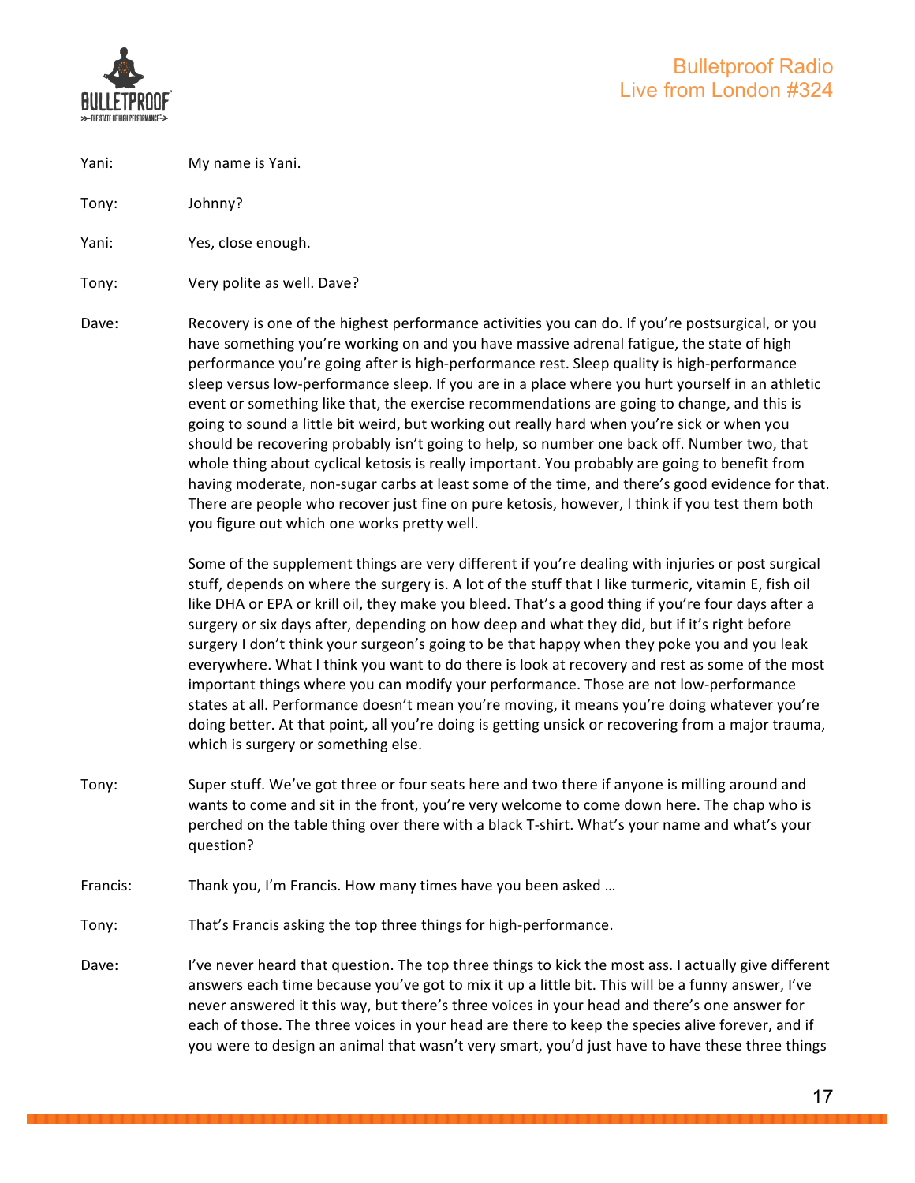Yani: My name is Yani.

Tony: Johnny?

Yani: Yes, close enough.

Tony: Very polite as well. Dave?

Dave: Recovery is one of the highest performance activities you can do. If you're postsurgical, or you have something you're working on and you have massive adrenal fatigue, the state of high performance you're going after is high-performance rest. Sleep quality is high-performance sleep versus low-performance sleep. If you are in a place where you hurt yourself in an athletic event or something like that, the exercise recommendations are going to change, and this is going to sound a little bit weird, but working out really hard when you're sick or when you should be recovering probably isn't going to help, so number one back off. Number two, that whole thing about cyclical ketosis is really important. You probably are going to benefit from having moderate, non-sugar carbs at least some of the time, and there's good evidence for that. There are people who recover just fine on pure ketosis, however, I think if you test them both you figure out which one works pretty well.

Some of the supplement things are very different if you're dealing with injuries or post surgical stuff, depends on where the surgery is. A lot of the stuff that I like turmeric, vitamin E, fish oil like DHA or EPA or krill oil, they make you bleed. That's a good thing if you're four days after a surgery or six days after, depending on how deep and what they did, but if it's right before surgery I don't think your surgeon's going to be that happy when they poke you and you leak everywhere. What I think you want to do there is look at recovery and rest as some of the most important things where you can modify your performance. Those are not low-performance states at all. Performance doesn't mean you're moving, it means you're doing whatever you're doing better. At that point, all you're doing is getting unsick or recovering from a major trauma, which is surgery or something else.

Tony: Super stuff. We've got three or four seats here and two there if anyone is milling around and wants to come and sit in the front, you're very welcome to come down here. The chap who is perched on the table thing over there with a black T-shirt. What's your name and what's your question?

Francis: Thank you, I'm Francis. How many times have you been asked …

Tony: That's Francis asking the top three things for high-performance.

Dave: I've never heard that question. The top three things to kick the most ass. I actually give different answers each time because you've got to mix it up a little bit. This will be a funny answer, I've never answered it this way, but there's three voices in your head and there's one answer for each of those. The three voices in your head are there to keep the species alive forever, and if you were to design an animal that wasn't very smart, you'd just have to have these three things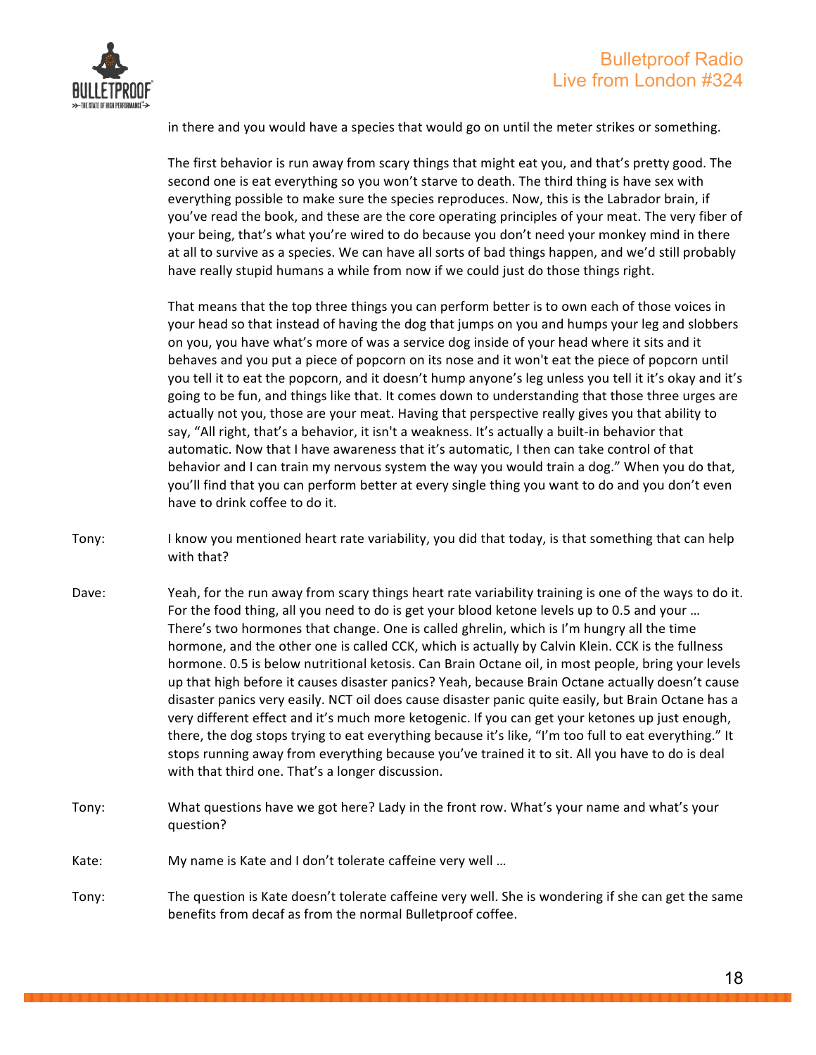in there and you would have a species that would go on until the meter strikes or something.

The first behavior is run away from scary things that might eat you, and that's pretty good. The second one is eat everything so you won't starve to death. The third thing is have sex with everything possible to make sure the species reproduces. Now, this is the Labrador brain, if you've read the book, and these are the core operating principles of your meat. The very fiber of your being, that's what you're wired to do because you don't need your monkey mind in there at all to survive as a species. We can have all sorts of bad things happen, and we'd still probably have really stupid humans a while from now if we could just do those things right.

That means that the top three things you can perform better is to own each of those voices in your head so that instead of having the dog that jumps on you and humps your leg and slobbers on you, you have what's more of was a service dog inside of your head where it sits and it behaves and you put a piece of popcorn on its nose and it won't eat the piece of popcorn until you tell it to eat the popcorn, and it doesn't hump anyone's leg unless you tell it it's okay and it's going to be fun, and things like that. It comes down to understanding that those three urges are actually not you, those are your meat. Having that perspective really gives you that ability to say, "All right, that's a behavior, it isn't a weakness. It's actually a built-in behavior that automatic. Now that I have awareness that it's automatic, I then can take control of that behavior and I can train my nervous system the way you would train a dog." When you do that, you'll find that you can perform better at every single thing you want to do and you don't even have to drink coffee to do it.

Tony: I know you mentioned heart rate variability, you did that today, is that something that can help with that?

Dave: Yeah, for the run away from scary things heart rate variability training is one of the ways to do it. For the food thing, all you need to do is get your blood ketone levels up to 0.5 and your … There's two hormones that change. One is called ghrelin, which is I'm hungry all the time hormone, and the other one is called CCK, which is actually by Calvin Klein. CCK is the fullness hormone. 0.5 is below nutritional ketosis. Can Brain Octane oil, in most people, bring your levels up that high before it causes disaster panics? Yeah, because Brain Octane actually doesn't cause disaster panics very easily. NCT oil does cause disaster panic quite easily, but Brain Octane has a very different effect and it's much more ketogenic. If you can get your ketones up just enough, there, the dog stops trying to eat everything because it's like, "I'm too full to eat everything." It stops running away from everything because you've trained it to sit. All you have to do is deal with that third one. That's a longer discussion.

Tony: What questions have we got here? Lady in the front row. What's your name and what's your question?

Kate: My name is Kate and I don't tolerate caffeine very well …

Tony: The question is Kate doesn't tolerate caffeine very well. She is wondering if she can get the same benefits from decaf as from the normal Bulletproof coffee.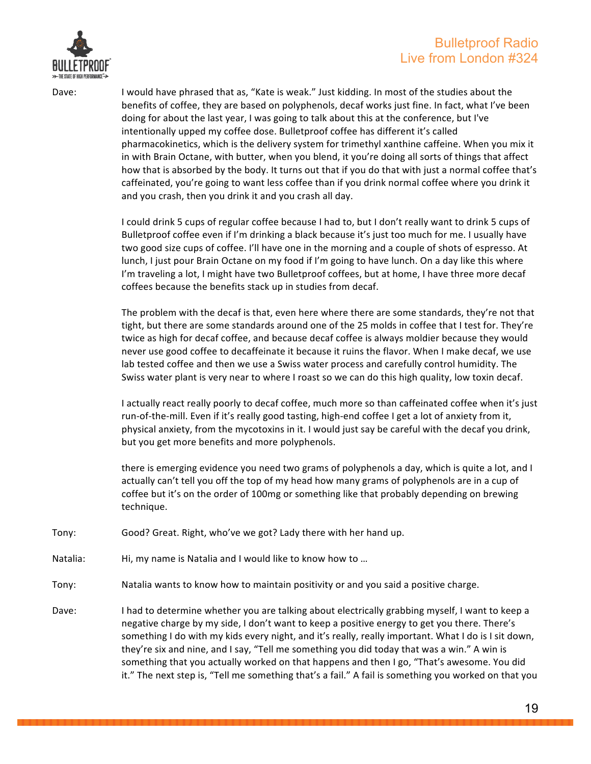Dave: I would have phrased that as, "Kate is weak." Just kidding. In most of the studies about the benefits of coffee, they are based on polyphenols, decaf works just fine. In fact, what I've been doing for about the last year, I was going to talk about this at the conference, but I've intentionally upped my coffee dose. Bulletproof coffee has different it's called pharmacokinetics, which is the delivery system for trimethyl xanthine caffeine. When you mix it in with Brain Octane, with butter, when you blend, it you're doing all sorts of things that affect how that is absorbed by the body. It turns out that if you do that with just a normal coffee that's caffeinated, you're going to want less coffee than if you drink normal coffee where you drink it and you crash, then you drink it and you crash all day.

I could drink 5 cups of regular coffee because I had to, but I don't really want to drink 5 cups of Bulletproof coffee even if I'm drinking a black because it's just too much for me. I usually have two good size cups of coffee. I'll have one in the morning and a couple of shots of espresso. At lunch, I just pour Brain Octane on my food if I'm going to have lunch. On a day like this where I'm traveling a lot, I might have two Bulletproof coffees, but at home, I have three more decaf coffees because the benefits stack up in studies from decaf.

The problem with the decaf is that, even here where there are some standards, they're not that tight, but there are some standards around one of the 25 molds in coffee that I test for. They're twice as high for decaf coffee, and because decaf coffee is always moldier because they would never use good coffee to decaffeinate it because it ruins the flavor. When I make decaf, we use lab tested coffee and then we use a Swiss water process and carefully control humidity. The Swiss water plant is very near to where I roast so we can do this high quality, low toxin decaf.

I actually react really poorly to decaf coffee, much more so than caffeinated coffee when it's just run-of-the-mill. Even if it's really good tasting, high-end coffee I get a lot of anxiety from it, physical anxiety, from the mycotoxins in it. I would just say be careful with the decaf you drink, but you get more benefits and more polyphenols.

there is emerging evidence you need two grams of polyphenols a day, which is quite a lot, and I actually can't tell you off the top of my head how many grams of polyphenols are in a cup of coffee but it's on the order of 100mg or something like that probably depending on brewing technique.

Tony: Good? Great. Right, who've we got? Lady there with her hand up.

Natalia: Hi, my name is Natalia and I would like to know how to …

Tony: Natalia wants to know how to maintain positivity or and you said a positive charge.

Dave: I had to determine whether you are talking about electrically grabbing myself, I want to keep a negative charge by my side, I don't want to keep a positive energy to get you there. There's something I do with my kids every night, and it's really, really important. What I do is I sit down, they're six and nine, and I say, "Tell me something you did today that was a win." A win is something that you actually worked on that happens and then I go, "That's awesome. You did it." The next step is, "Tell me something that's a fail." A fail is something you worked on that you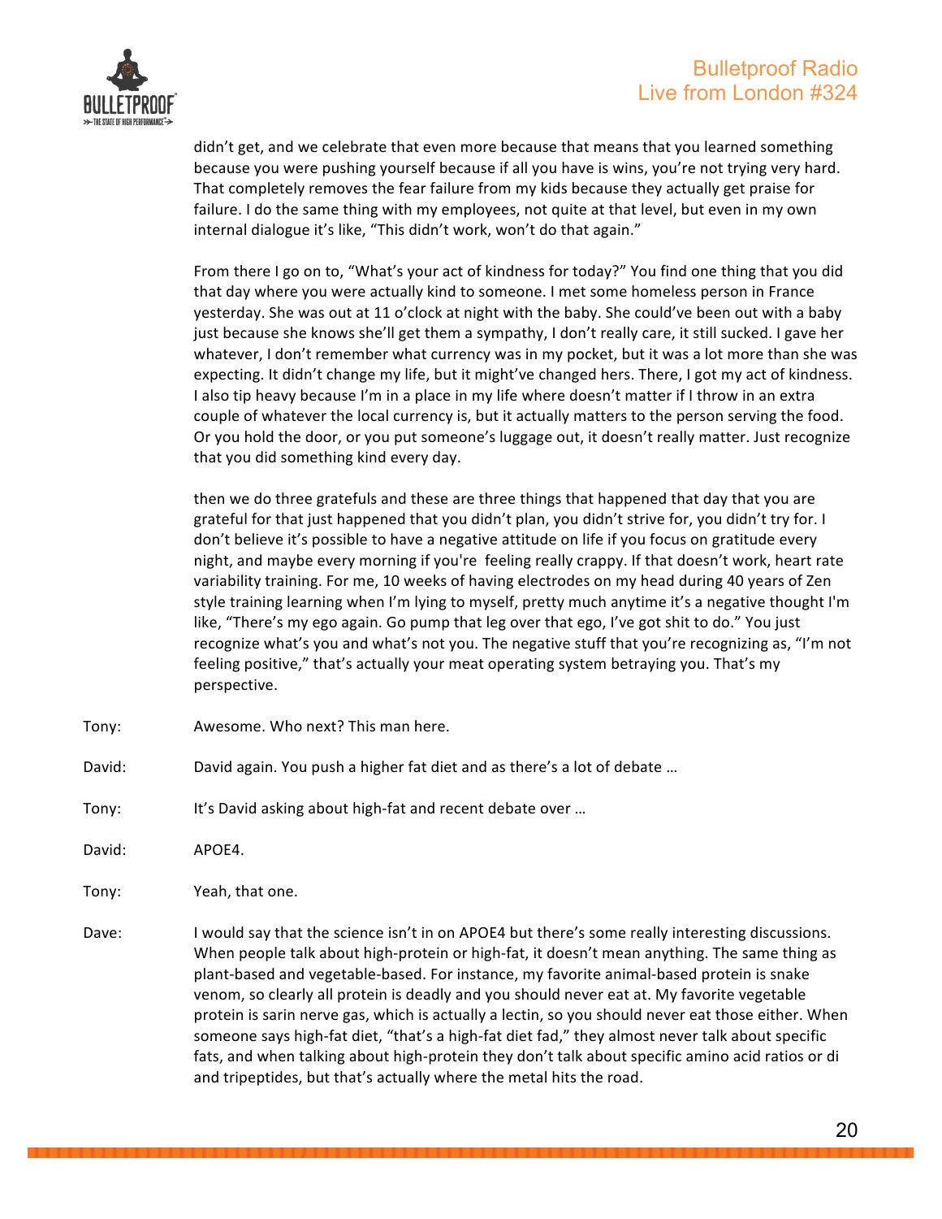didn't get, and we celebrate that even more because that means that you learned something because you were pushing yourself because if all you have is wins, you're not trying very hard. That completely removes the fear failure from my kids because they actually get praise for failure. I do the same thing with my employees, not quite at that level, but even in my own internal dialogue it's like, "This didn't work, won't do that again."

From there I go on to, "What's your act of kindness for today?" You find one thing that you did that day where you were actually kind to someone. I met some homeless person in France yesterday. She was out at 11 o'clock at night with the baby. She could've been out with a baby just because she knows she'll get them a sympathy, I don't really care, it still sucked. I gave her whatever, I don't remember what currency was in my pocket, but it was a lot more than she was expecting. It didn't change my life, but it might've changed hers. There, I got my act of kindness. I also tip heavy because I'm in a place in my life where doesn't matter if I throw in an extra couple of whatever the local currency is, but it actually matters to the person serving the food. Or you hold the door, or you put someone's luggage out, it doesn't really matter. Just recognize that you did something kind every day.

then we do three gratefuls and these are three things that happened that day that you are grateful for that just happened that you didn't plan, you didn't strive for, you didn't try for. I don't believe it's possible to have a negative attitude on life if you focus on gratitude every night, and maybe every morning if you're feeling really crappy. If that doesn't work, heart rate variability training. For me, 10 weeks of having electrodes on my head during 40 years of Zen style training learning when I'm lying to myself, pretty much anytime it's a negative thought I'm like, "There's my ego again. Go pump that leg over that ego, I've got shit to do." You just recognize what's you and what's not you. The negative stuff that you're recognizing as, "I'm not feeling positive," that's actually your meat operating system betraying you. That's my perspective.

Tony: Awesome. Who next? This man here.

David: David again. You push a higher fat diet and as there's a lot of debate …

Tony: It's David asking about high-fat and recent debate over …

David: APOE4.

Tony: Yeah, that one.

Dave: I would say that the science isn't in on APOE4 but there's some really interesting discussions. When people talk about high-protein or high-fat, it doesn't mean anything. The same thing as plant-based and vegetable-based. For instance, my favorite animal-based protein is snake venom, so clearly all protein is deadly and you should never eat at. My favorite vegetable protein is sarin nerve gas, which is actually a lectin, so you should never eat those either. When someone says high-fat diet, "that's a high-fat diet fad," they almost never talk about specific fats, and when talking about high-protein they don't talk about specific amino acid ratios or di and tripeptides, but that's actually where the metal hits the road.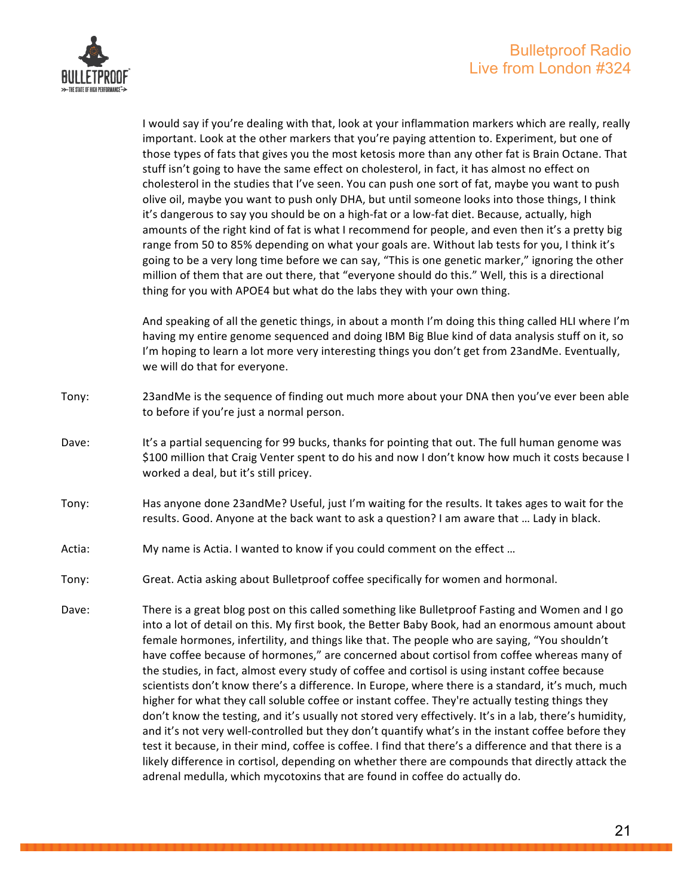I would say if you're dealing with that, look at your inflammation markers which are really, really important. Look at the other markers that you're paying attention to. Experiment, but one of those types of fats that gives you the most ketosis more than any other fat is Brain Octane. That stuff isn't going to have the same effect on cholesterol, in fact, it has almost no effect on cholesterol in the studies that I've seen. You can push one sort of fat, maybe you want to push olive oil, maybe you want to push only DHA, but until someone looks into those things, I think it's dangerous to say you should be on a high-fat or a low-fat diet. Because, actually, high amounts of the right kind of fat is what I recommend for people, and even then it's a pretty big range from 50 to 85% depending on what your goals are. Without lab tests for you, I think it's going to be a very long time before we can say, "This is one genetic marker," ignoring the other million of them that are out there, that "everyone should do this." Well, this is a directional thing for you with APOE4 but what do the labs they with your own thing.

And speaking of all the genetic things, in about a month I'm doing this thing called HLI where I'm having my entire genome sequenced and doing IBM Big Blue kind of data analysis stuff on it, so I'm hoping to learn a lot more very interesting things you don't get from 23andMe. Eventually, we will do that for everyone.

Tony: 23andMe is the sequence of finding out much more about your DNA then you've ever been able to before if you're just a normal person.

Dave: It's a partial sequencing for 99 bucks, thanks for pointing that out. The full human genome was $100 million that Craig Venter spent to do his and now I don't know how much it costs because I worked a deal, but it's still pricey.

Tony: Has anyone done 23andMe? Useful, just I'm waiting for the results. It takes ages to wait for the results. Good. Anyone at the back want to ask a question? I am aware that … Lady in black.

Actia: My name is Actia. I wanted to know if you could comment on the effect …

Tony: Great. Actia asking about Bulletproof coffee specifically for women and hormonal.

Dave: There is a great blog post on this called something like Bulletproof Fasting and Women and I go into a lot of detail on this. My first book, the Better Baby Book, had an enormous amount about female hormones, infertility, and things like that. The people who are saying, "You shouldn't have coffee because of hormones," are concerned about cortisol from coffee whereas many of the studies, in fact, almost every study of coffee and cortisol is using instant coffee because scientists don't know there's a difference. In Europe, where there is a standard, it's much, much higher for what they call soluble coffee or instant coffee. They're actually testing things they don't know the testing, and it's usually not stored very effectively. It's in a lab, there's humidity, and it's not very well-controlled but they don't quantify what's in the instant coffee before they test it because, in their mind, coffee is coffee. I find that there's a difference and that there is a likely difference in cortisol, depending on whether there are compounds that directly attack the adrenal medulla, which mycotoxins that are found in coffee do actually do.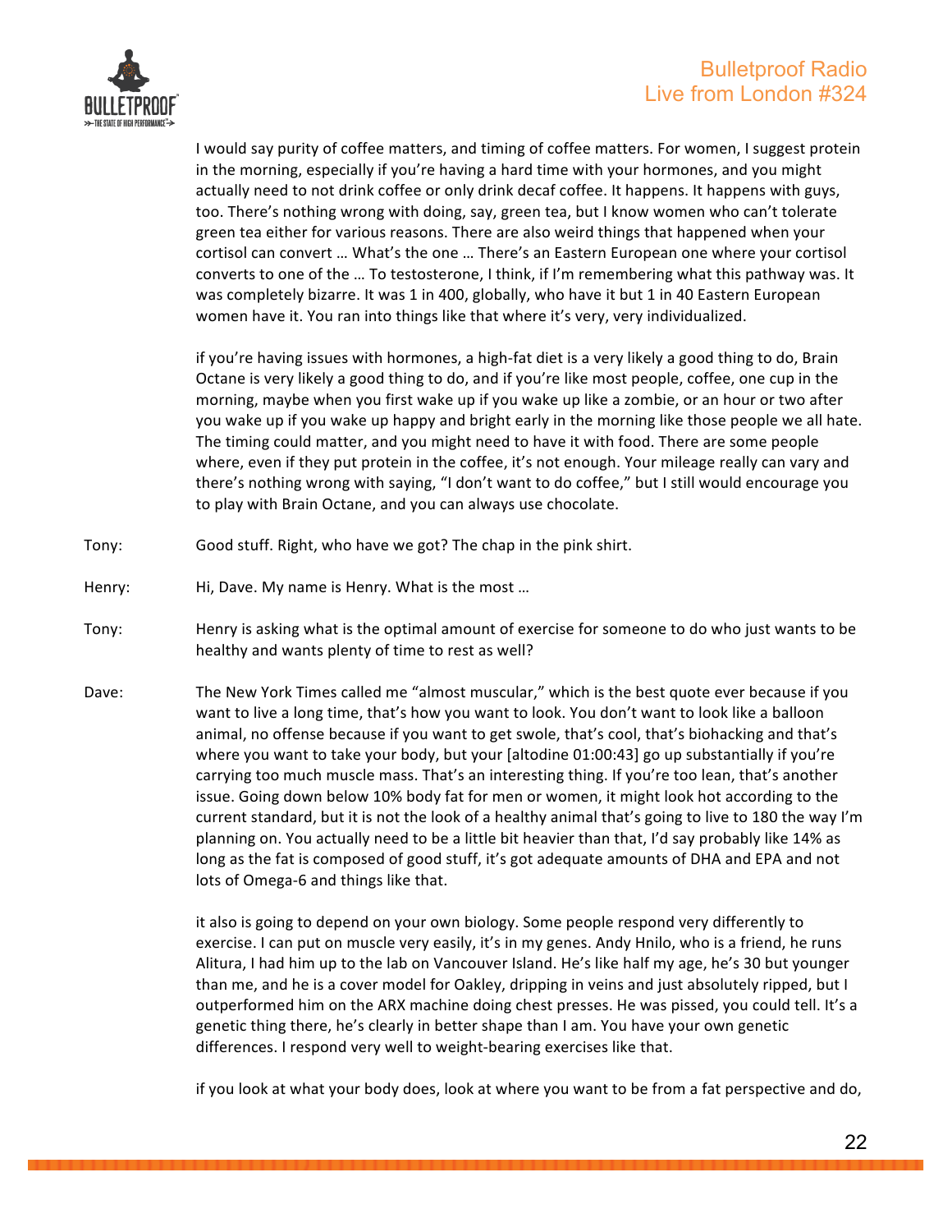I would say purity of coffee matters, and timing of coffee matters. For women, I suggest protein in the morning, especially if you're having a hard time with your hormones, and you might actually need to not drink coffee or only drink decaf coffee. It happens. It happens with guys, too. There's nothing wrong with doing, say, green tea, but I know women who can't tolerate green tea either for various reasons. There are also weird things that happened when your cortisol can convert … What's the one … There's an Eastern European one where your cortisol converts to one of the … To testosterone, I think, if I'm remembering what this pathway was. It was completely bizarre. It was 1 in 400, globally, who have it but 1 in 40 Eastern European women have it. You ran into things like that where it's very, very individualized.

if you're having issues with hormones, a high-fat diet is a very likely a good thing to do, Brain Octane is very likely a good thing to do, and if you're like most people, coffee, one cup in the morning, maybe when you first wake up if you wake up like a zombie, or an hour or two after you wake up if you wake up happy and bright early in the morning like those people we all hate. The timing could matter, and you might need to have it with food. There are some people where, even if they put protein in the coffee, it's not enough. Your mileage really can vary and there's nothing wrong with saying, "I don't want to do coffee," but I still would encourage you to play with Brain Octane, and you can always use chocolate.

Tony: Good stuff. Right, who have we got? The chap in the pink shirt.

Henry: Hi, Dave. My name is Henry. What is the most …

Tony: Henry is asking what is the optimal amount of exercise for someone to do who just wants to be healthy and wants plenty of time to rest as well?

Dave: The New York Times called me "almost muscular," which is the best quote ever because if you want to live a long time, that's how you want to look. You don't want to look like a balloon animal, no offense because if you want to get swole, that's cool, that's biohacking and that's where you want to take your body, but your [altodine 01:00:43] go up substantially if you're carrying too much muscle mass. That's an interesting thing. If you're too lean, that's another issue. Going down below 10% body fat for men or women, it might look hot according to the current standard, but it is not the look of a healthy animal that's going to live to 180 the way I'm planning on. You actually need to be a little bit heavier than that, I'd say probably like 14% as long as the fat is composed of good stuff, it's got adequate amounts of DHA and EPA and not lots of Omega-6 and things like that.

it also is going to depend on your own biology. Some people respond very differently to exercise. I can put on muscle very easily, it's in my genes. Andy Hnilo, who is a friend, he runs Alitura, I had him up to the lab on Vancouver Island. He's like half my age, he's 30 but younger than me, and he is a cover model for Oakley, dripping in veins and just absolutely ripped, but I outperformed him on the ARX machine doing chest presses. He was pissed, you could tell. It's a genetic thing there, he's clearly in better shape than I am. You have your own genetic differences. I respond very well to weight-bearing exercises like that.

if you look at what your body does, look at where you want to be from a fat perspective and do,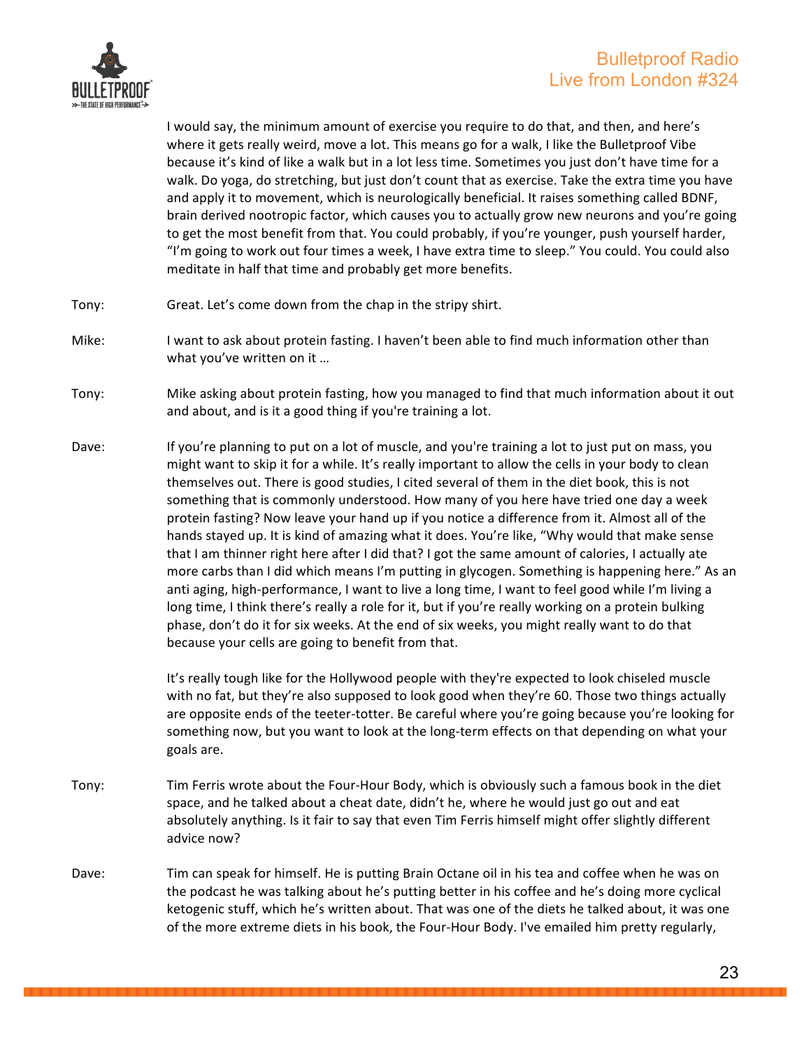I would say, the minimum amount of exercise you require to do that, and then, and here's where it gets really weird, move a lot. This means go for a walk, I like the Bulletproof Vibe because it's kind of like a walk but in a lot less time. Sometimes you just don't have time for a walk. Do yoga, do stretching, but just don't count that as exercise. Take the extra time you have and apply it to movement, which is neurologically beneficial. It raises something called BDNF, brain derived nootropic factor, which causes you to actually grow new neurons and you're going to get the most benefit from that. You could probably, if you're younger, push yourself harder, "I'm going to work out four times a week, I have extra time to sleep." You could. You could also meditate in half that time and probably get more benefits.

Tony: Great. Let's come down from the chap in the stripy shirt.

Mike: I want to ask about protein fasting. I haven't been able to find much information other than what you've written on it …

Tony: Mike asking about protein fasting, how you managed to find that much information about it out and about, and is it a good thing if you're training a lot.

Dave: If you're planning to put on a lot of muscle, and you're training a lot to just put on mass, you might want to skip it for a while. It's really important to allow the cells in your body to clean themselves out. There is good studies, I cited several of them in the diet book, this is not something that is commonly understood. How many of you here have tried one day a week protein fasting? Now leave your hand up if you notice a difference from it. Almost all of the hands stayed up. It is kind of amazing what it does. You're like, "Why would that make sense that I am thinner right here after I did that? I got the same amount of calories, I actually ate more carbs than I did which means I'm putting in glycogen. Something is happening here." As an anti aging, high-performance, I want to live a long time, I want to feel good while I'm living a long time, I think there's really a role for it, but if you're really working on a protein bulking phase, don't do it for six weeks. At the end of six weeks, you might really want to do that because your cells are going to benefit from that.

It's really tough like for the Hollywood people with they're expected to look chiseled muscle with no fat, but they're also supposed to look good when they're 60. Those two things actually are opposite ends of the teeter-totter. Be careful where you're going because you're looking for something now, but you want to look at the long-term effects on that depending on what your goals are.

Tony: Tim Ferris wrote about the Four-Hour Body, which is obviously such a famous book in the diet space, and he talked about a cheat date, didn't he, where he would just go out and eat absolutely anything. Is it fair to say that even Tim Ferris himself might offer slightly different advice now?

Dave: Tim can speak for himself. He is putting Brain Octane oil in his tea and coffee when he was on the podcast he was talking about he's putting better in his coffee and he's doing more cyclical ketogenic stuff, which he's written about. That was one of the diets he talked about, it was one of the more extreme diets in his book, the Four-Hour Body. I've emailed him pretty regularly,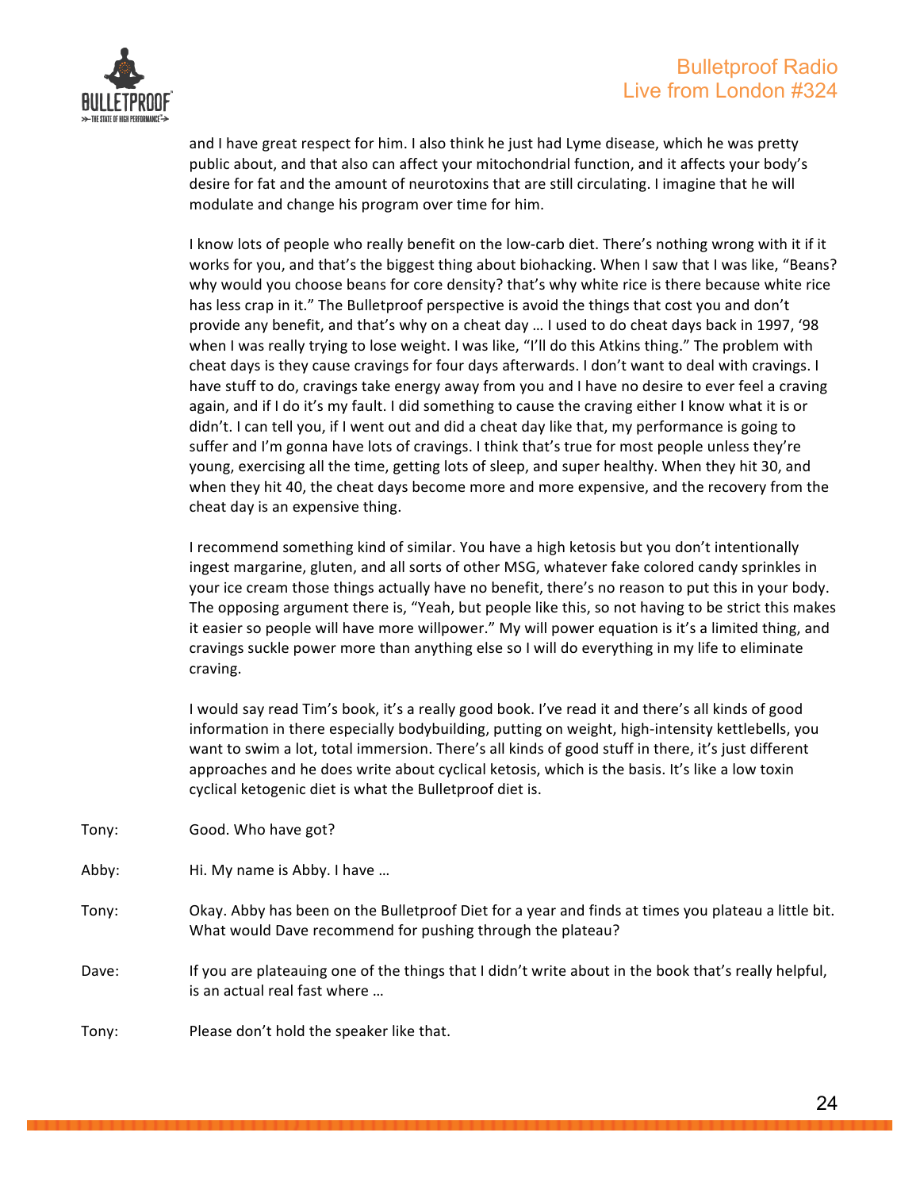and I have great respect for him. I also think he just had Lyme disease, which he was pretty public about, and that also can affect your mitochondrial function, and it affects your body's desire for fat and the amount of neurotoxins that are still circulating. I imagine that he will modulate and change his program over time for him.

I know lots of people who really benefit on the low-carb diet. There's nothing wrong with it if it works for you, and that's the biggest thing about biohacking. When I saw that I was like, "Beans? why would you choose beans for core density? that's why white rice is there because white rice has less crap in it." The Bulletproof perspective is avoid the things that cost you and don't provide any benefit, and that's why on a cheat day … I used to do cheat days back in 1997, '98 when I was really trying to lose weight. I was like, "I'll do this Atkins thing." The problem with cheat days is they cause cravings for four days afterwards. I don't want to deal with cravings. I have stuff to do, cravings take energy away from you and I have no desire to ever feel a craving again, and if I do it's my fault. I did something to cause the craving either I know what it is or didn't. I can tell you, if I went out and did a cheat day like that, my performance is going to suffer and I'm gonna have lots of cravings. I think that's true for most people unless they're young, exercising all the time, getting lots of sleep, and super healthy. When they hit 30, and when they hit 40, the cheat days become more and more expensive, and the recovery from the cheat day is an expensive thing.

I recommend something kind of similar. You have a high ketosis but you don't intentionally ingest margarine, gluten, and all sorts of other MSG, whatever fake colored candy sprinkles in your ice cream those things actually have no benefit, there's no reason to put this in your body. The opposing argument there is, "Yeah, but people like this, so not having to be strict this makes it easier so people will have more willpower." My will power equation is it's a limited thing, and cravings suckle power more than anything else so I will do everything in my life to eliminate craving.

I would say read Tim's book, it's a really good book. I've read it and there's all kinds of good information in there especially bodybuilding, putting on weight, high-intensity kettlebells, you want to swim a lot, total immersion. There's all kinds of good stuff in there, it's just different approaches and he does write about cyclical ketosis, which is the basis. It's like a low toxin cyclical ketogenic diet is what the Bulletproof diet is.

Tony: Good. Who have got?

Abby: Hi. My name is Abby. I have …

Tony: Okay. Abby has been on the Bulletproof Diet for a year and finds at times you plateau a little bit. What would Dave recommend for pushing through the plateau?

Dave: If you are plateauing one of the things that I didn't write about in the book that's really helpful, is an actual real fast where …

Tony: Please don't hold the speaker like that.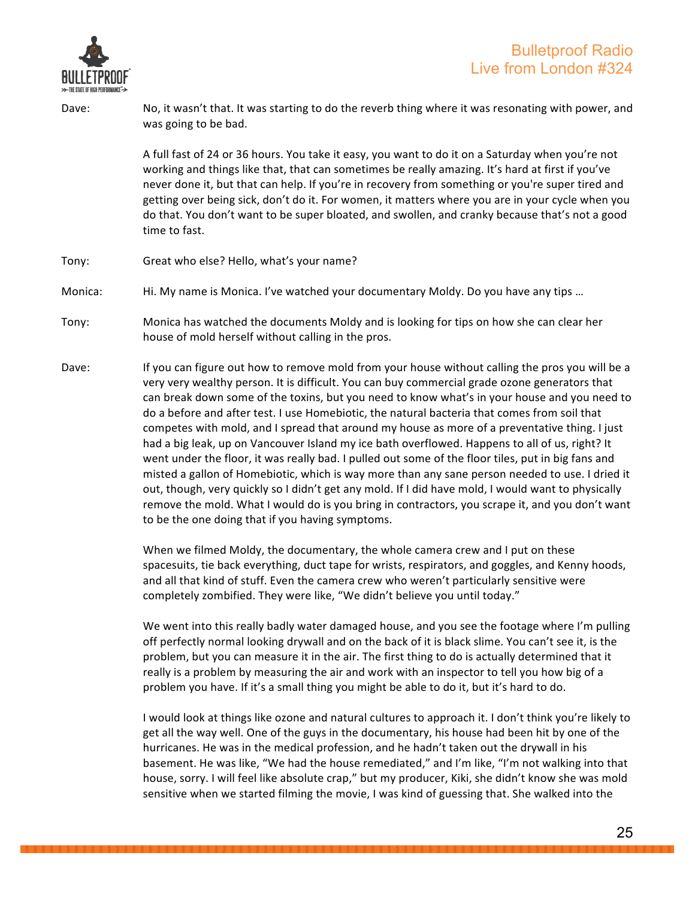Dave: No, it wasn't that. It was starting to do the reverb thing where it was resonating with power, and was going to be bad.

A full fast of 24 or 36 hours. You take it easy, you want to do it on a Saturday when you're not working and things like that, that can sometimes be really amazing. It's hard at first if you've never done it, but that can help. If you're in recovery from something or you're super tired and getting over being sick, don't do it. For women, it matters where you are in your cycle when you do that. You don't want to be super bloated, and swollen, and cranky because that's not a good time to fast.

Tony: Great who else? Hello, what's your name?

Monica: Hi. My name is Monica. I've watched your documentary Moldy. Do you have any tips …

Tony: Monica has watched the documents Moldy and is looking for tips on how she can clear her house of mold herself without calling in the pros.

Dave: If you can figure out how to remove mold from your house without calling the pros you will be a very very wealthy person. It is difficult. You can buy commercial grade ozone generators that can break down some of the toxins, but you need to know what's in your house and you need to do a before and after test. I use Homebiotic, the natural bacteria that comes from soil that competes with mold, and I spread that around my house as more of a preventative thing. I just had a big leak, up on Vancouver Island my ice bath overflowed. Happens to all of us, right? It went under the floor, it was really bad. I pulled out some of the floor tiles, put in big fans and misted a gallon of Homebiotic, which is way more than any sane person needed to use. I dried it out, though, very quickly so I didn't get any mold. If I did have mold, I would want to physically remove the mold. What I would do is you bring in contractors, you scrape it, and you don't want to be the one doing that if you having symptoms.

When we filmed Moldy, the documentary, the whole camera crew and I put on these spacesuits, tie back everything, duct tape for wrists, respirators, and goggles, and Kenny hoods, and all that kind of stuff. Even the camera crew who weren't particularly sensitive were completely zombified. They were like, "We didn't believe you until today."

We went into this really badly water damaged house, and you see the footage where I'm pulling off perfectly normal looking drywall and on the back of it is black slime. You can't see it, is the problem, but you can measure it in the air. The first thing to do is actually determined that it really is a problem by measuring the air and work with an inspector to tell you how big of a problem you have. If it's a small thing you might be able to do it, but it's hard to do.

I would look at things like ozone and natural cultures to approach it. I don't think you're likely to get all the way well. One of the guys in the documentary, his house had been hit by one of the hurricanes. He was in the medical profession, and he hadn't taken out the drywall in his basement. He was like, "We had the house remediated," and I'm like, "I'm not walking into that house, sorry. I will feel like absolute crap," but my producer, Kiki, she didn't know she was mold sensitive when we started filming the movie, I was kind of guessing that. She walked into the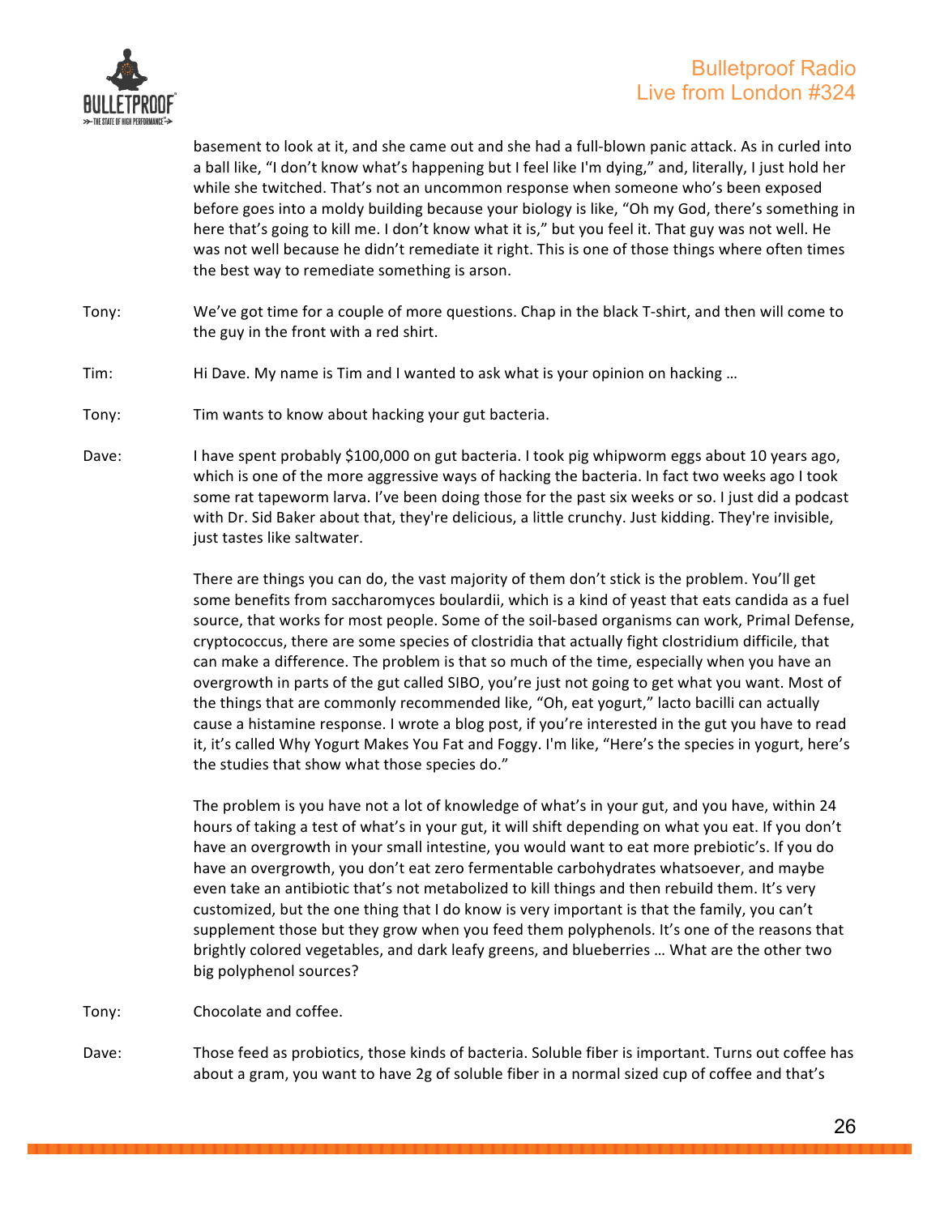basement to look at it, and she came out and she had a full-blown panic attack. As in curled into a ball like, "I don't know what's happening but I feel like I'm dying," and, literally, I just hold her while she twitched. That's not an uncommon response when someone who's been exposed before goes into a moldy building because your biology is like, "Oh my God, there's something in here that's going to kill me. I don't know what it is," but you feel it. That guy was not well. He was not well because he didn't remediate it right. This is one of those things where often times the best way to remediate something is arson.

Tony: We've got time for a couple of more questions. Chap in the black T-shirt, and then will come to the guy in the front with a red shirt.

Tim: Hi Dave. My name is Tim and I wanted to ask what is your opinion on hacking …

Tony: Tim wants to know about hacking your gut bacteria.

Dave: I have spent probably $100,000 on gut bacteria. I took pig whipworm eggs about 10 years ago, which is one of the more aggressive ways of hacking the bacteria. In fact two weeks ago I took some rat tapeworm larva. I've been doing those for the past six weeks or so. I just did a podcast with Dr. Sid Baker about that, they're delicious, a little crunchy. Just kidding. They're invisible, just tastes like saltwater.

There are things you can do, the vast majority of them don't stick is the problem. You'll get some benefits from saccharomyces boulardii, which is a kind of yeast that eats candida as a fuel source, that works for most people. Some of the soil-based organisms can work, Primal Defense, cryptococcus, there are some species of clostridia that actually fight clostridium difficile, that can make a difference. The problem is that so much of the time, especially when you have an overgrowth in parts of the gut called SIBO, you're just not going to get what you want. Most of the things that are commonly recommended like, "Oh, eat yogurt," lacto bacilli can actually cause a histamine response. I wrote a blog post, if you're interested in the gut you have to read it, it's called Why Yogurt Makes You Fat and Foggy. I'm like, "Here's the species in yogurt, here's the studies that show what those species do."

The problem is you have not a lot of knowledge of what's in your gut, and you have, within 24 hours of taking a test of what's in your gut, it will shift depending on what you eat. If you don't have an overgrowth in your small intestine, you would want to eat more prebiotic's. If you do have an overgrowth, you don't eat zero fermentable carbohydrates whatsoever, and maybe even take an antibiotic that's not metabolized to kill things and then rebuild them. It's very customized, but the one thing that I do know is very important is that the family, you can't supplement those but they grow when you feed them polyphenols. It's one of the reasons that brightly colored vegetables, and dark leafy greens, and blueberries … What are the other two big polyphenol sources?

Tony: Chocolate and coffee.

Dave: Those feed as probiotics, those kinds of bacteria. Soluble fiber is important. Turns out coffee has about a gram, you want to have 2g of soluble fiber in a normal sized cup of coffee and that's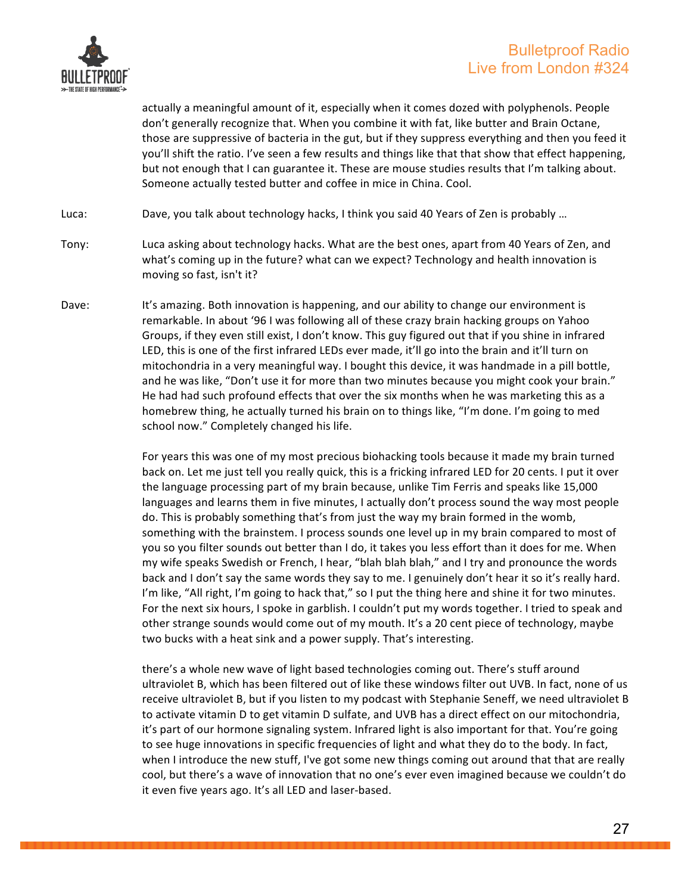actually a meaningful amount of it, especially when it comes dozed with polyphenols. People don't generally recognize that. When you combine it with fat, like butter and Brain Octane, those are suppressive of bacteria in the gut, but if they suppress everything and then you feed it you'll shift the ratio. I've seen a few results and things like that that show that effect happening, but not enough that I can guarantee it. These are mouse studies results that I'm talking about. Someone actually tested butter and coffee in mice in China. Cool.

Luca: Dave, you talk about technology hacks, I think you said 40 Years of Zen is probably …

Tony: Luca asking about technology hacks. What are the best ones, apart from 40 Years of Zen, and what's coming up in the future? what can we expect? Technology and health innovation is moving so fast, isn't it?

Dave: It's amazing. Both innovation is happening, and our ability to change our environment is remarkable. In about '96 I was following all of these crazy brain hacking groups on Yahoo Groups, if they even still exist, I don't know. This guy figured out that if you shine in infrared LED, this is one of the first infrared LEDs ever made, it'll go into the brain and it'll turn on mitochondria in a very meaningful way. I bought this device, it was handmade in a pill bottle, and he was like, "Don't use it for more than two minutes because you might cook your brain." He had had such profound effects that over the six months when he was marketing this as a homebrew thing, he actually turned his brain on to things like, "I'm done. I'm going to med school now." Completely changed his life.

For years this was one of my most precious biohacking tools because it made my brain turned back on. Let me just tell you really quick, this is a fricking infrared LED for 20 cents. I put it over the language processing part of my brain because, unlike Tim Ferris and speaks like 15,000 languages and learns them in five minutes, I actually don't process sound the way most people do. This is probably something that's from just the way my brain formed in the womb, something with the brainstem. I process sounds one level up in my brain compared to most of you so you filter sounds out better than I do, it takes you less effort than it does for me. When my wife speaks Swedish or French, I hear, "blah blah blah," and I try and pronounce the words back and I don't say the same words they say to me. I genuinely don't hear it so it's really hard. I'm like, "All right, I'm going to hack that," so I put the thing here and shine it for two minutes. For the next six hours, I spoke in garblish. I couldn't put my words together. I tried to speak and other strange sounds would come out of my mouth. It's a 20 cent piece of technology, maybe two bucks with a heat sink and a power supply. That's interesting.

there's a whole new wave of light based technologies coming out. There's stuff around ultraviolet B, which has been filtered out of like these windows filter out UVB. In fact, none of us receive ultraviolet B, but if you listen to my podcast with Stephanie Seneff, we need ultraviolet B to activate vitamin D to get vitamin D sulfate, and UVB has a direct effect on our mitochondria, it's part of our hormone signaling system. Infrared light is also important for that. You're going to see huge innovations in specific frequencies of light and what they do to the body. In fact, when I introduce the new stuff, I've got some new things coming out around that that are really cool, but there's a wave of innovation that no one's ever even imagined because we couldn't do it even five years ago. It's all LED and laser-based.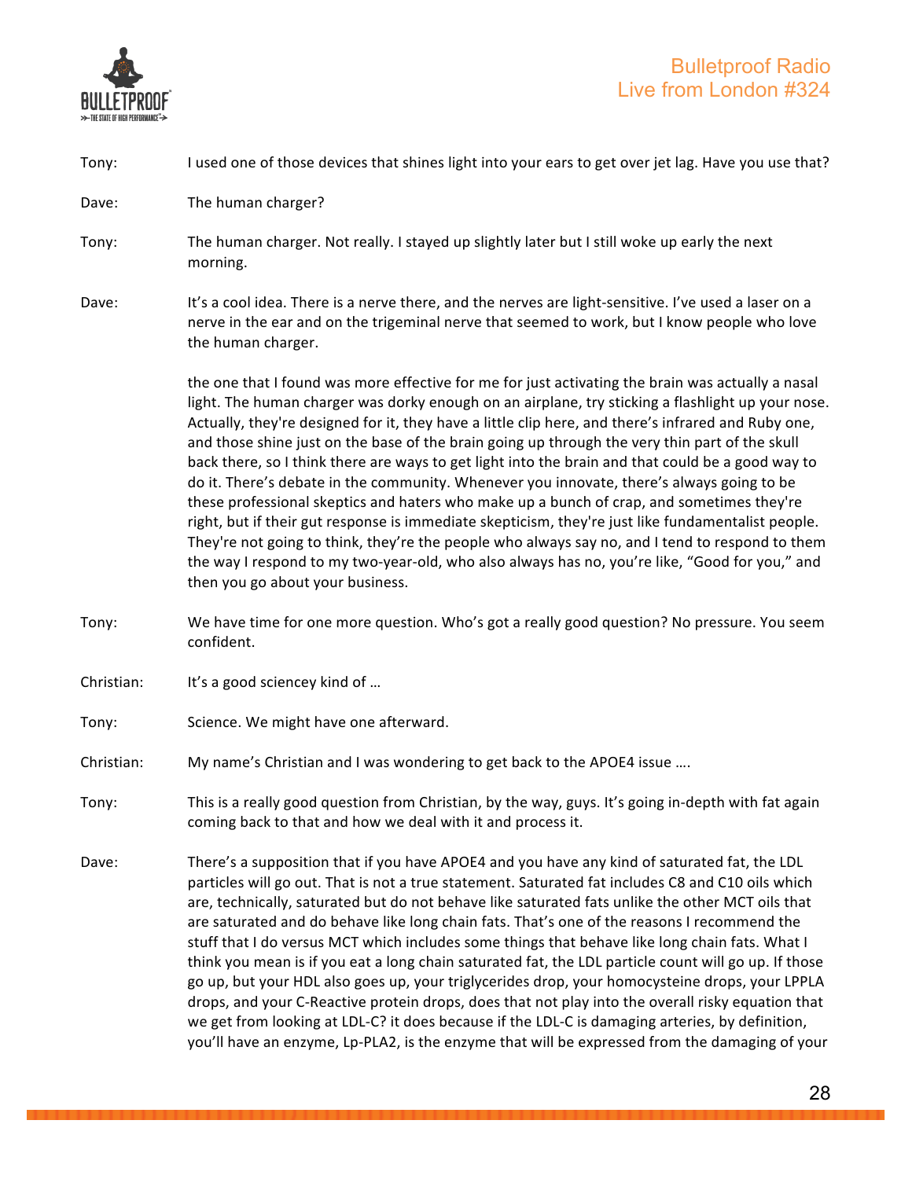Tony: I used one of those devices that shines light into your ears to get over jet lag. Have you use that?

Dave: The human charger?

Tony: The human charger. Not really. I stayed up slightly later but I still woke up early the next morning.

Dave: It's a cool idea. There is a nerve there, and the nerves are light-sensitive. I've used a laser on a nerve in the ear and on the trigeminal nerve that seemed to work, but I know people who love the human charger.

the one that I found was more effective for me for just activating the brain was actually a nasal light. The human charger was dorky enough on an airplane, try sticking a flashlight up your nose. Actually, they're designed for it, they have a little clip here, and there's infrared and Ruby one, and those shine just on the base of the brain going up through the very thin part of the skull back there, so I think there are ways to get light into the brain and that could be a good way to do it. There's debate in the community. Whenever you innovate, there's always going to be these professional skeptics and haters who make up a bunch of crap, and sometimes they're right, but if their gut response is immediate skepticism, they're just like fundamentalist people. They're not going to think, they're the people who always say no, and I tend to respond to them the way I respond to my two-year-old, who also always has no, you're like, "Good for you," and then you go about your business.

Tony: We have time for one more question. Who's got a really good question? No pressure. You seem confident.

Christian: It's a good sciencey kind of …

Tony: Science. We might have one afterward.

Christian: My name's Christian and I was wondering to get back to the APOE4 issue ….

Tony: This is a really good question from Christian, by the way, guys. It's going in-depth with fat again coming back to that and how we deal with it and process it.

Dave: There's a supposition that if you have APOE4 and you have any kind of saturated fat, the LDL particles will go out. That is not a true statement. Saturated fat includes C8 and C10 oils which are, technically, saturated but do not behave like saturated fats unlike the other MCT oils that are saturated and do behave like long chain fats. That's one of the reasons I recommend the stuff that I do versus MCT which includes some things that behave like long chain fats. What I think you mean is if you eat a long chain saturated fat, the LDL particle count will go up. If those go up, but your HDL also goes up, your triglycerides drop, your homocysteine drops, your LPPLA drops, and your C-Reactive protein drops, does that not play into the overall risky equation that we get from looking at LDL-C? it does because if the LDL-C is damaging arteries, by definition, you'll have an enzyme, Lp-PLA2, is the enzyme that will be expressed from the damaging of your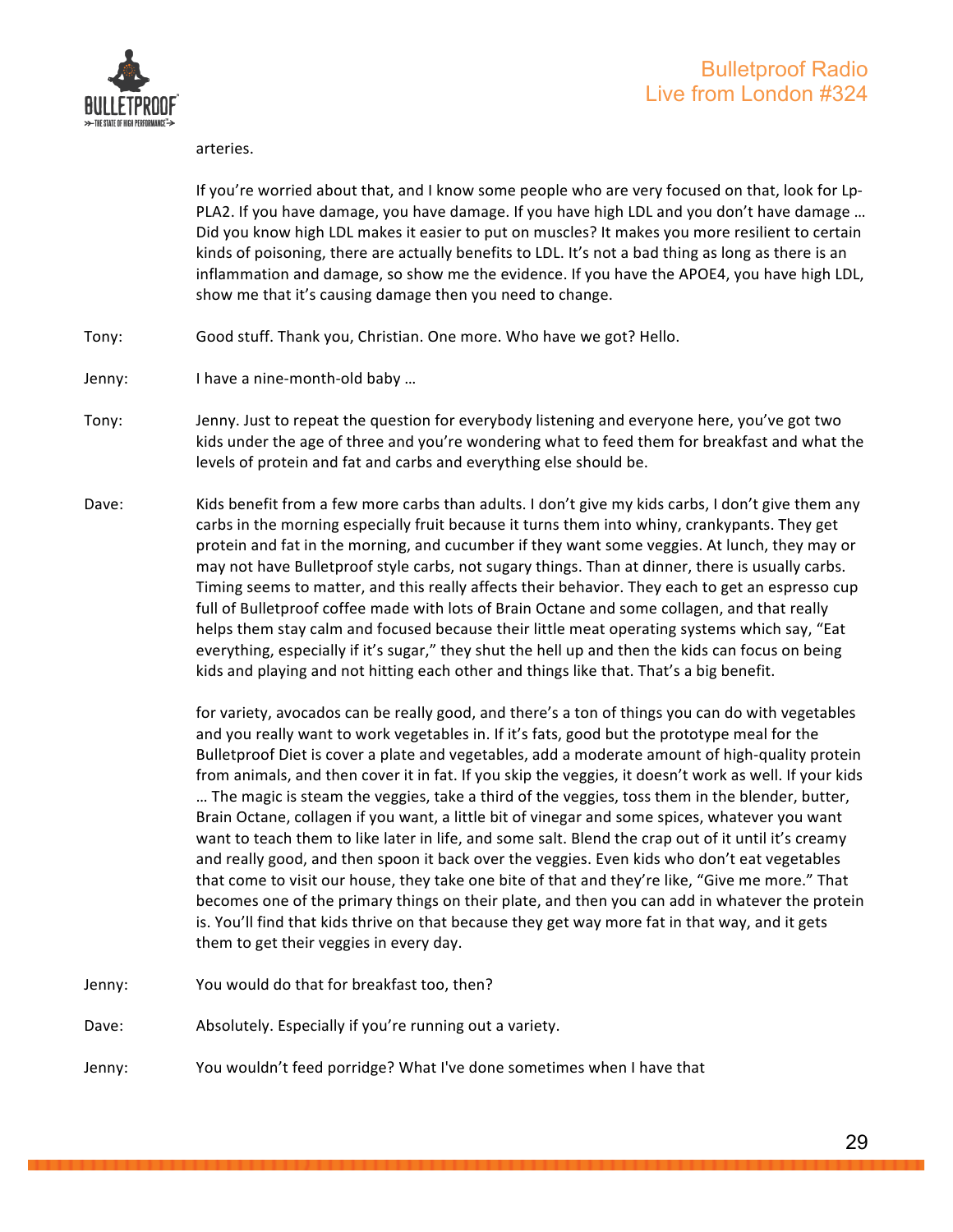arteries.

If you're worried about that, and I know some people who are very focused on that, look for Lp-PLA2. If you have damage, you have damage. If you have high LDL and you don't have damage … Did you know high LDL makes it easier to put on muscles? It makes you more resilient to certain kinds of poisoning, there are actually benefits to LDL. It's not a bad thing as long as there is an inflammation and damage, so show me the evidence. If you have the APOE4, you have high LDL, show me that it's causing damage then you need to change.

Tony: Good stuff. Thank you, Christian. One more. Who have we got? Hello.

Jenny: I have a nine-month-old baby …

Tony: Jenny. Just to repeat the question for everybody listening and everyone here, you've got two kids under the age of three and you're wondering what to feed them for breakfast and what the levels of protein and fat and carbs and everything else should be.

Dave: Kids benefit from a few more carbs than adults. I don't give my kids carbs, I don't give them any carbs in the morning especially fruit because it turns them into whiny, crankypants. They get protein and fat in the morning, and cucumber if they want some veggies. At lunch, they may or may not have Bulletproof style carbs, not sugary things. Than at dinner, there is usually carbs. Timing seems to matter, and this really affects their behavior. They each to get an espresso cup full of Bulletproof coffee made with lots of Brain Octane and some collagen, and that really helps them stay calm and focused because their little meat operating systems which say, "Eat everything, especially if it's sugar," they shut the hell up and then the kids can focus on being kids and playing and not hitting each other and things like that. That's a big benefit.

for variety, avocados can be really good, and there's a ton of things you can do with vegetables and you really want to work vegetables in. If it's fats, good but the prototype meal for the Bulletproof Diet is cover a plate and vegetables, add a moderate amount of high-quality protein from animals, and then cover it in fat. If you skip the veggies, it doesn't work as well. If your kids … The magic is steam the veggies, take a third of the veggies, toss them in the blender, butter, Brain Octane, collagen if you want, a little bit of vinegar and some spices, whatever you want want to teach them to like later in life, and some salt. Blend the crap out of it until it's creamy and really good, and then spoon it back over the veggies. Even kids who don't eat vegetables that come to visit our house, they take one bite of that and they're like, "Give me more." That becomes one of the primary things on their plate, and then you can add in whatever the protein is. You'll find that kids thrive on that because they get way more fat in that way, and it gets them to get their veggies in every day.

Jenny: You would do that for breakfast too, then?

Dave: Absolutely. Especially if you're running out a variety.

Jenny: You wouldn't feed porridge? What I've done sometimes when I have that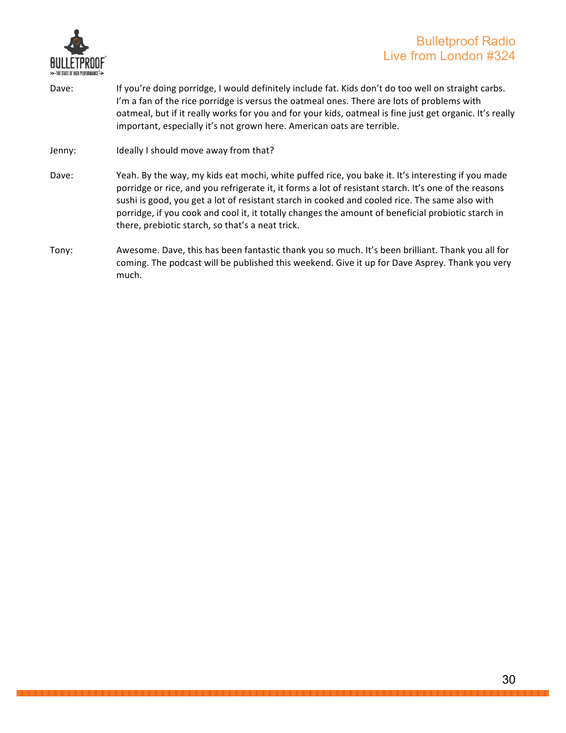Dave: If you're doing porridge, I would definitely include fat. Kids don't do too well on straight carbs. I'm a fan of the rice porridge is versus the oatmeal ones. There are lots of problems with oatmeal, but if it really works for you and for your kids, oatmeal is fine just get organic. It's really important, especially it's not grown here. American oats are terrible.

Jenny: Ideally I should move away from that?

Dave: Yeah. By the way, my kids eat mochi, white puffed rice, you bake it. It's interesting if you made porridge or rice, and you refrigerate it, it forms a lot of resistant starch. It's one of the reasons sushi is good, you get a lot of resistant starch in cooked and cooled rice. The same also with porridge, if you cook and cool it, it totally changes the amount of beneficial probiotic starch in there, prebiotic starch, so that's a neat trick.

Tony: Awesome. Dave, this has been fantastic thank you so much. It's been brilliant. Thank you all for coming. The podcast will be published this weekend. Give it up for Dave Asprey. Thank you very much.